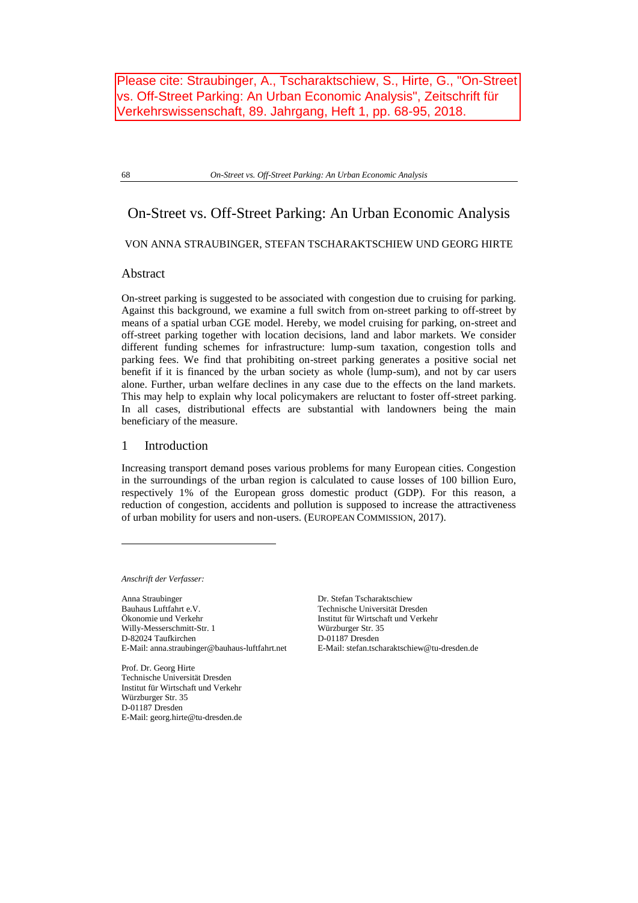Please cite: Straubinger, A., Tscharaktschiew, S., Hirte, G., "On-Street vs. Off-Street Parking: An Urban Economic Analysis", Zeitschrift für Verkehrswissenschaft, 89. Jahrgang, Heft 1, pp. 68-95, 2018.

# On-Street vs. Off-Street Parking: An Urban Economic Analysis

VON ANNA STRAUBINGER, STEFAN TSCHARAKTSCHIEW UND GEORG HIRTE

## Abstract

On-street parking is suggested to be associated with congestion due to cruising for parking. Against this background, we examine a full switch from on-street parking to off-street by means of a spatial urban CGE model. Hereby, we model cruising for parking, on-street and off-street parking together with location decisions, land and labor markets. We consider different funding schemes for infrastructure: lump-sum taxation, congestion tolls and parking fees. We find that prohibiting on-street parking generates a positive social net benefit if it is financed by the urban society as whole (lump-sum), and not by car users alone. Further, urban welfare declines in any case due to the effects on the land markets. This may help to explain why local policymakers are reluctant to foster off-street parking. In all cases, distributional effects are substantial with landowners being the main beneficiary of the measure.

## 1 Introduction

Increasing transport demand poses various problems for many European cities. Congestion in the surroundings of the urban region is calculated to cause losses of 100 billion Euro, respectively 1% of the European gross domestic product (GDP). For this reason, a reduction of congestion, accidents and pollution is supposed to increase the attractiveness of urban mobility for users and non-users. (EUROPEAN COMMISSION, 2017).

---

*Anschrift der Verfasser:*

Anna Straubinger
Bauhaus Luftfahrt e.V.
Ökonomie und Verkehr
Willy-Messerschmitt-Str. 1
D-82024 Taufkirchen
E-Mail: anna.straubinger@bauhaus-luftfahrt.net

Dr. Stefan Tscharaktschiew
Technische Universität Dresden
Institut für Wirtschaft und Verkehr
Würzburger Str. 35
D-01187 Dresden
E-Mail: stefan.tscharaktschiew@tu-dresden.de

Prof. Dr. Georg Hirte
Technische Universität Dresden
Institut für Wirtschaft und Verkehr
Würzburger Str. 35
D-01187 Dresden
E-Mail: georg.hirte@tu-dresden.de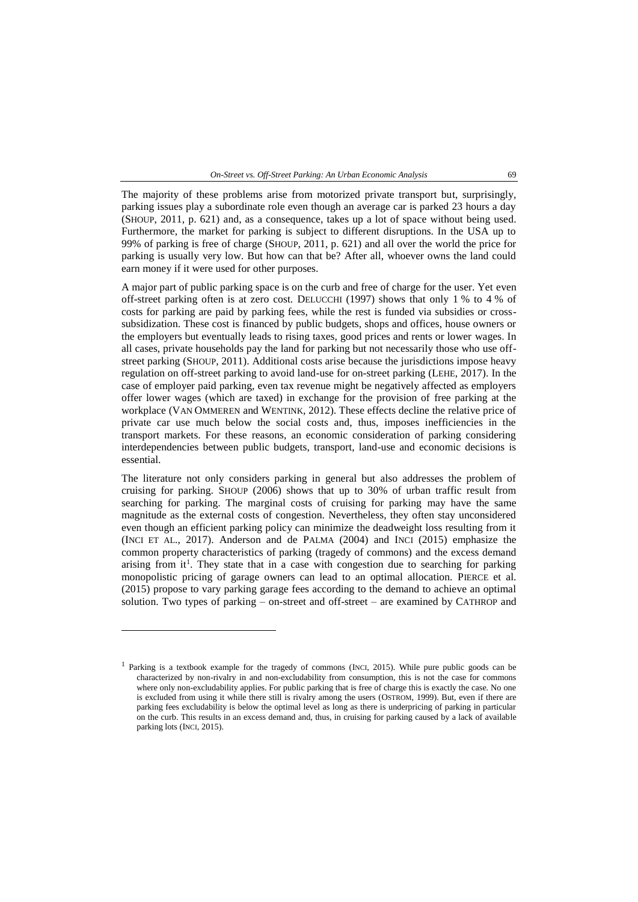The majority of these problems arise from motorized private transport but, surprisingly, parking issues play a subordinate role even though an average car is parked 23 hours a day (SHOUP, 2011, p. 621) and, as a consequence, takes up a lot of space without being used. Furthermore, the market for parking is subject to different disruptions. In the USA up to 99% of parking is free of charge (SHOUP, 2011, p. 621) and all over the world the price for parking is usually very low. But how can that be? After all, whoever owns the land could earn money if it were used for other purposes.

A major part of public parking space is on the curb and free of charge for the user. Yet even off-street parking often is at zero cost. DELUCCHI (1997) shows that only 1 % to 4 % of costs for parking are paid by parking fees, while the rest is funded via subsidies or cross-subsidization. These cost is financed by public budgets, shops and offices, house owners or the employers but eventually leads to rising taxes, good prices and rents or lower wages. In all cases, private households pay the land for parking but not necessarily those who use off-street parking (SHOUP, 2011). Additional costs arise because the jurisdictions impose heavy regulation on off-street parking to avoid land-use for on-street parking (LEHE, 2017). In the case of employer paid parking, even tax revenue might be negatively affected as employers offer lower wages (which are taxed) in exchange for the provision of free parking at the workplace (VAN OMMEREN and WENTINK, 2012). These effects decline the relative price of private car use much below the social costs and, thus, imposes inefficiencies in the transport markets. For these reasons, an economic consideration of parking considering interdependencies between public budgets, transport, land-use and economic decisions is essential.

The literature not only considers parking in general but also addresses the problem of cruising for parking. SHOUP (2006) shows that up to 30% of urban traffic result from searching for parking. The marginal costs of cruising for parking may have the same magnitude as the external costs of congestion. Nevertheless, they often stay unconsidered even though an efficient parking policy can minimize the deadweight loss resulting from it (INCI ET AL., 2017). Anderson and de PALMA (2004) and INCI (2015) emphasize the common property characteristics of parking (tragedy of commons) and the excess demand arising from it[1]. They state that in a case with congestion due to searching for parking monopolistic pricing of garage owners can lead to an optimal allocation. PIERCE et al. (2015) propose to vary parking garage fees according to the demand to achieve an optimal solution. Two types of parking – on-street and off-street – are examined by CATHROP and

[1] Parking is a textbook example for the tragedy of commons (INCI, 2015). While pure public goods can be characterized by non-rivalry in and non-excludability from consumption, this is not the case for commons where only non-excludability applies. For public parking that is free of charge this is exactly the case. No one is excluded from using it while there still is rivalry among the users (OSTROM, 1999). But, even if there are parking fees excludability is below the optimal level as long as there is underpricing of parking in particular on the curb. This results in an excess demand and, thus, in cruising for parking caused by a lack of available parking lots (INCI, 2015).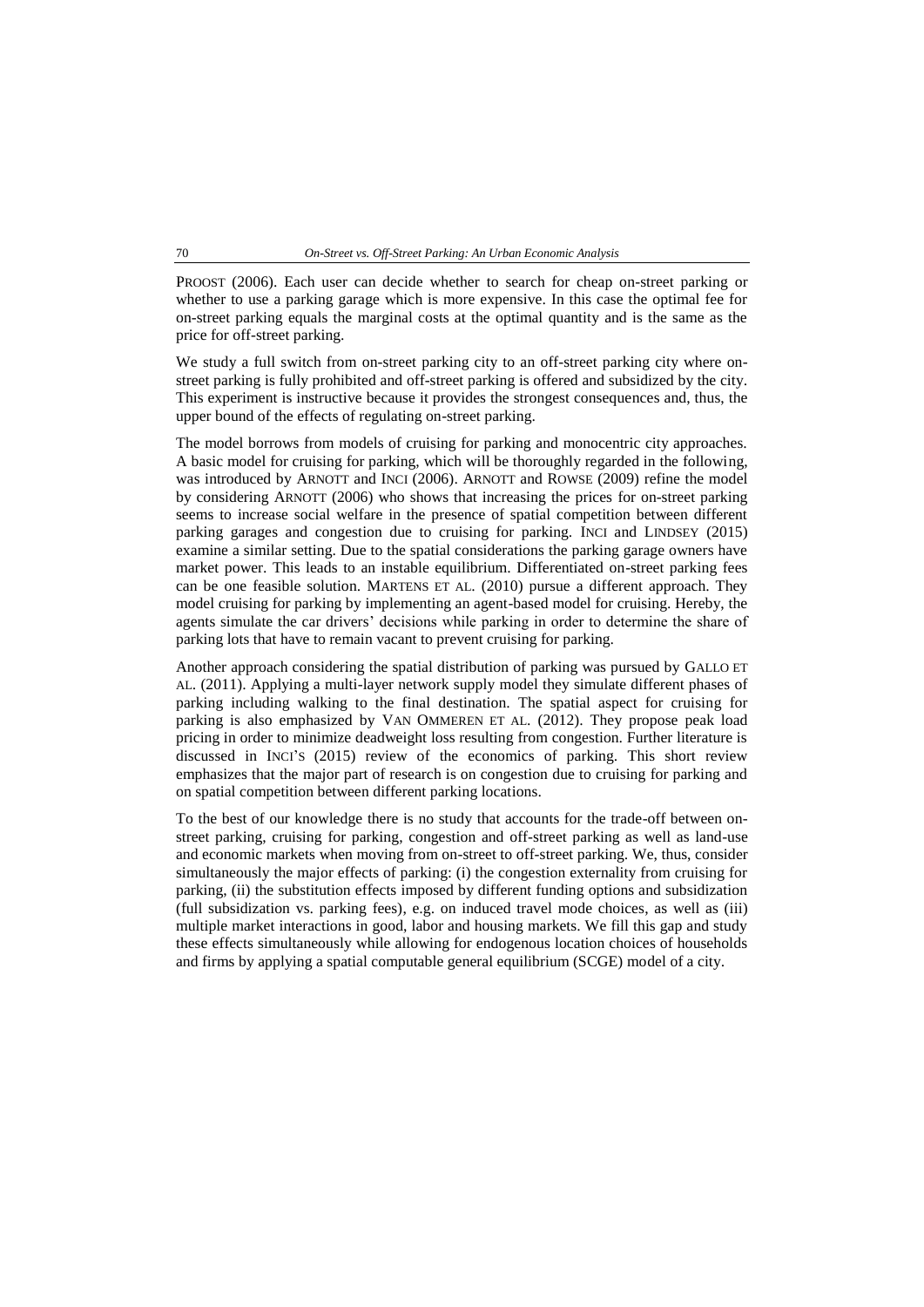PROOST (2006). Each user can decide whether to search for cheap on-street parking or whether to use a parking garage which is more expensive. In this case the optimal fee for on-street parking equals the marginal costs at the optimal quantity and is the same as the price for off-street parking.

We study a full switch from on-street parking city to an off-street parking city where on-street parking is fully prohibited and off-street parking is offered and subsidized by the city. This experiment is instructive because it provides the strongest consequences and, thus, the upper bound of the effects of regulating on-street parking.

The model borrows from models of cruising for parking and monocentric city approaches. A basic model for cruising for parking, which will be thoroughly regarded in the following, was introduced by ARNOTT and INCI (2006). ARNOTT and ROWSE (2009) refine the model by considering ARNOTT (2006) who shows that increasing the prices for on-street parking seems to increase social welfare in the presence of spatial competition between different parking garages and congestion due to cruising for parking. INCI and LINDSEY (2015) examine a similar setting. Due to the spatial considerations the parking garage owners have market power. This leads to an instable equilibrium. Differentiated on-street parking fees can be one feasible solution. MARTENS ET AL. (2010) pursue a different approach. They model cruising for parking by implementing an agent-based model for cruising. Hereby, the agents simulate the car drivers' decisions while parking in order to determine the share of parking lots that have to remain vacant to prevent cruising for parking.

Another approach considering the spatial distribution of parking was pursued by GALLO ET AL. (2011). Applying a multi-layer network supply model they simulate different phases of parking including walking to the final destination. The spatial aspect for cruising for parking is also emphasized by VAN OMMEREN ET AL. (2012). They propose peak load pricing in order to minimize deadweight loss resulting from congestion. Further literature is discussed in INCI'S (2015) review of the economics of parking. This short review emphasizes that the major part of research is on congestion due to cruising for parking and on spatial competition between different parking locations.

To the best of our knowledge there is no study that accounts for the trade-off between on-street parking, cruising for parking, congestion and off-street parking as well as land-use and economic markets when moving from on-street to off-street parking. We, thus, consider simultaneously the major effects of parking: (i) the congestion externality from cruising for parking, (ii) the substitution effects imposed by different funding options and subsidization (full subsidization vs. parking fees), e.g. on induced travel mode choices, as well as (iii) multiple market interactions in good, labor and housing markets. We fill this gap and study these effects simultaneously while allowing for endogenous location choices of households and firms by applying a spatial computable general equilibrium (SCGE) model of a city.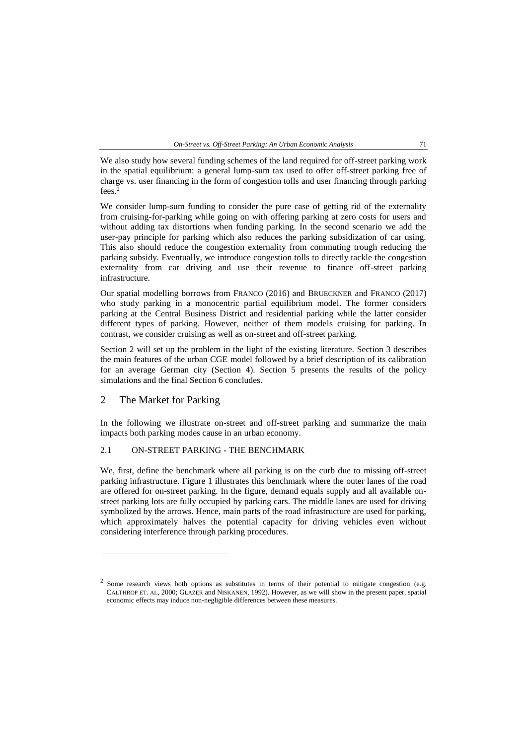We also study how several funding schemes of the land required for off-street parking work in the spatial equilibrium: a general lump-sum tax used to offer off-street parking free of charge vs. user financing in the form of congestion tolls and user financing through parking fees.[2]

We consider lump-sum funding to consider the pure case of getting rid of the externality from cruising-for-parking while going on with offering parking at zero costs for users and without adding tax distortions when funding parking. In the second scenario we add the user-pay principle for parking which also reduces the parking subsidization of car using. This also should reduce the congestion externality from commuting trough reducing the parking subsidy. Eventually, we introduce congestion tolls to directly tackle the congestion externality from car driving and use their revenue to finance off-street parking infrastructure.

Our spatial modelling borrows from FRANCO (2016) and BRUECKNER and FRANCO (2017) who study parking in a monocentric partial equilibrium model. The former considers parking at the Central Business District and residential parking while the latter consider different types of parking. However, neither of them models cruising for parking. In contrast, we consider cruising as well as on-street and off-street parking.

Section 2 will set up the problem in the light of the existing literature. Section 3 describes the main features of the urban CGE model followed by a brief description of its calibration for an average German city (Section 4). Section 5 presents the results of the policy simulations and the final Section 6 concludes.

## 2 The Market for Parking

In the following we illustrate on-street and off-street parking and summarize the main impacts both parking modes cause in an urban economy.

### 2.1 ON-STREET PARKING - THE BENCHMARK

We, first, define the benchmark where all parking is on the curb due to missing off-street parking infrastructure. Figure 1 illustrates this benchmark where the outer lanes of the road are offered for on-street parking. In the figure, demand equals supply and all available on-street parking lots are fully occupied by parking cars. The middle lanes are used for driving symbolized by the arrows. Hence, main parts of the road infrastructure are used for parking, which approximately halves the potential capacity for driving vehicles even without considering interference through parking procedures.

---

[2] Some research views both options as substitutes in terms of their potential to mitigate congestion (e.g. CALTHROP ET. AL, 2000; GLAZER and NISKANEN, 1992). However, as we will show in the present paper, spatial economic effects may induce non-negligible differences between these measures.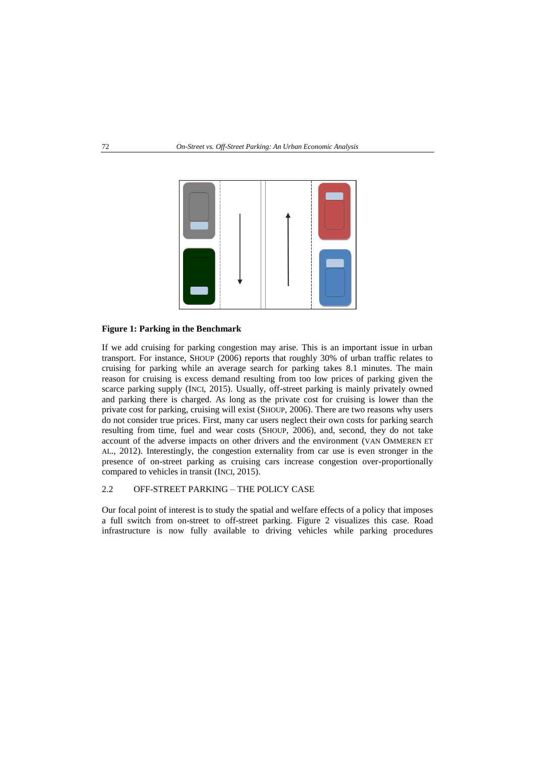**Figure 1: Parking in the Benchmark**

If we add cruising for parking congestion may arise. This is an important issue in urban transport. For instance, SHOUP (2006) reports that roughly 30% of urban traffic relates to cruising for parking while an average search for parking takes 8.1 minutes. The main reason for cruising is excess demand resulting from too low prices of parking given the scarce parking supply (INCI, 2015). Usually, off-street parking is mainly privately owned and parking there is charged. As long as the private cost for cruising is lower than the private cost for parking, cruising will exist (SHOUP, 2006). There are two reasons why users do not consider true prices. First, many car users neglect their own costs for parking search resulting from time, fuel and wear costs (SHOUP, 2006), and, second, they do not take account of the adverse impacts on other drivers and the environment (VAN OMMEREN ET AL., 2012). Interestingly, the congestion externality from car use is even stronger in the presence of on-street parking as cruising cars increase congestion over-proportionally compared to vehicles in transit (INCI, 2015).

## 2.2 OFF-STREET PARKING – THE POLICY CASE

Our focal point of interest is to study the spatial and welfare effects of a policy that imposes a full switch from on-street to off-street parking. Figure 2 visualizes this case. Road infrastructure is now fully available to driving vehicles while parking procedures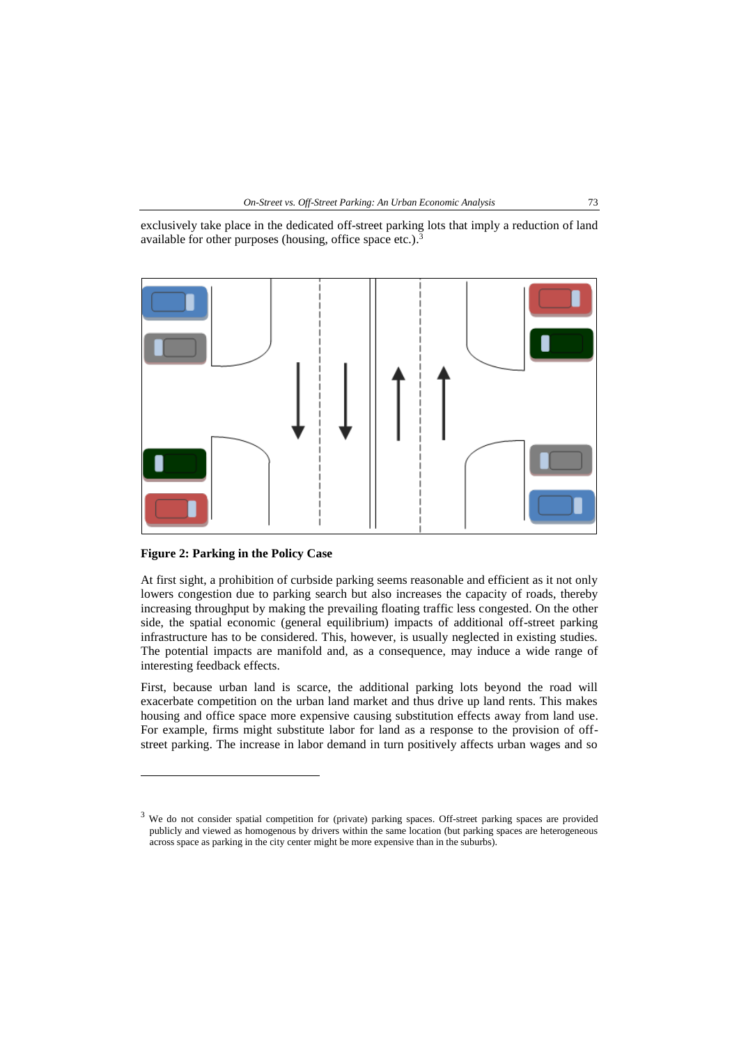exclusively take place in the dedicated off-street parking lots that imply a reduction of land available for other purposes (housing, office space etc.).[3]

**Figure 2: Parking in the Policy Case**

At first sight, a prohibition of curbside parking seems reasonable and efficient as it not only lowers congestion due to parking search but also increases the capacity of roads, thereby increasing throughput by making the prevailing floating traffic less congested. On the other side, the spatial economic (general equilibrium) impacts of additional off-street parking infrastructure has to be considered. This, however, is usually neglected in existing studies. The potential impacts are manifold and, as a consequence, may induce a wide range of interesting feedback effects.

First, because urban land is scarce, the additional parking lots beyond the road will exacerbate competition on the urban land market and thus drive up land rents. This makes housing and office space more expensive causing substitution effects away from land use. For example, firms might substitute labor for land as a response to the provision of off-street parking. The increase in labor demand in turn positively affects urban wages and so

[3] We do not consider spatial competition for (private) parking spaces. Off-street parking spaces are provided publicly and viewed as homogenous by drivers within the same location (but parking spaces are heterogeneous across space as parking in the city center might be more expensive than in the suburbs).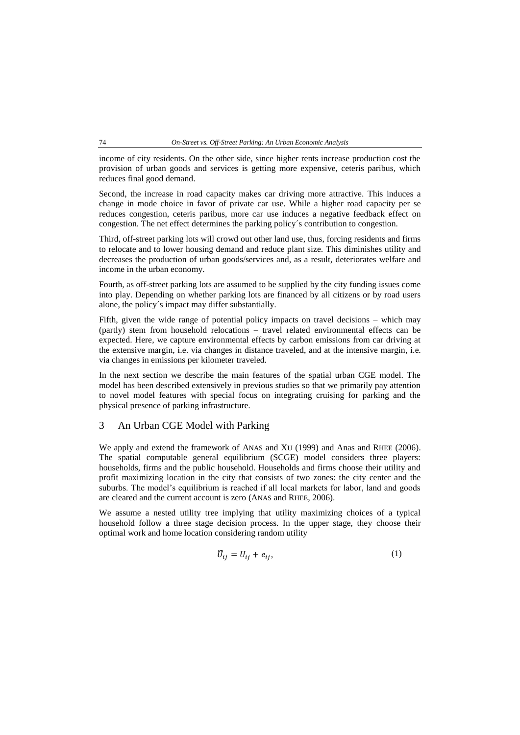income of city residents. On the other side, since higher rents increase production cost the provision of urban goods and services is getting more expensive, ceteris paribus, which reduces final good demand.

Second, the increase in road capacity makes car driving more attractive. This induces a change in mode choice in favor of private car use. While a higher road capacity per se reduces congestion, ceteris paribus, more car use induces a negative feedback effect on congestion. The net effect determines the parking policy´s contribution to congestion.

Third, off-street parking lots will crowd out other land use, thus, forcing residents and firms to relocate and to lower housing demand and reduce plant size. This diminishes utility and decreases the production of urban goods/services and, as a result, deteriorates welfare and income in the urban economy.

Fourth, as off-street parking lots are assumed to be supplied by the city funding issues come into play. Depending on whether parking lots are financed by all citizens or by road users alone, the policy´s impact may differ substantially.

Fifth, given the wide range of potential policy impacts on travel decisions – which may (partly) stem from household relocations – travel related environmental effects can be expected. Here, we capture environmental effects by carbon emissions from car driving at the extensive margin, i.e. via changes in distance traveled, and at the intensive margin, i.e. via changes in emissions per kilometer traveled.

In the next section we describe the main features of the spatial urban CGE model. The model has been described extensively in previous studies so that we primarily pay attention to novel model features with special focus on integrating cruising for parking and the physical presence of parking infrastructure.

## 3 An Urban CGE Model with Parking

We apply and extend the framework of ANAS and XU (1999) and Anas and RHEE (2006). The spatial computable general equilibrium (SCGE) model considers three players: households, firms and the public household. Households and firms choose their utility and profit maximizing location in the city that consists of two zones: the city center and the suburbs. The model's equilibrium is reached if all local markets for labor, land and goods are cleared and the current account is zero (ANAS and RHEE, 2006).

We assume a nested utility tree implying that utility maximizing choices of a typical household follow a three stage decision process. In the upper stage, they choose their optimal work and home location considering random utility

$$\widetilde{U}_{ij} = U_{ij} + e_{ij}, \tag{1}$$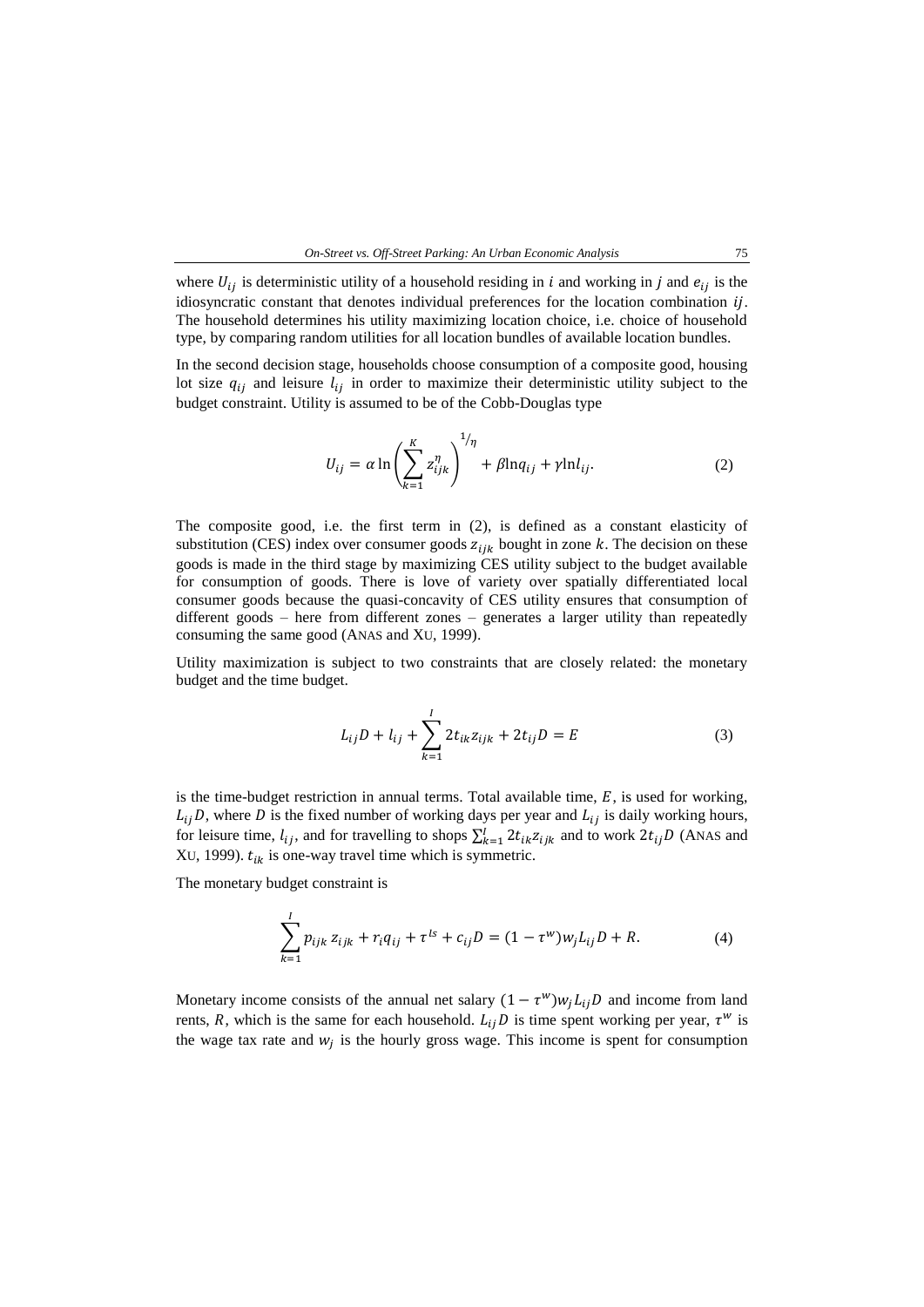where $U_{ij}$ is deterministic utility of a household residing in $i$ and working in $j$ and $e_{ij}$ is the idiosyncratic constant that denotes individual preferences for the location combination $ij$. The household determines his utility maximizing location choice, i.e. choice of household type, by comparing random utilities for all location bundles of available location bundles.

In the second decision stage, households choose consumption of a composite good, housing lot size $q_{ij}$ and leisure $l_{ij}$ in order to maximize their deterministic utility subject to the budget constraint. Utility is assumed to be of the Cobb-Douglas type

$$U_{ij} = \alpha \ln \left( \sum_{k=1}^{K} z_{ijk}^{\eta} \right)^{1/\eta} + \beta \ln q_{ij} + \gamma \ln l_{ij}. \tag{2}$$

The composite good, i.e. the first term in (2), is defined as a constant elasticity of substitution (CES) index over consumer goods $z_{ijk}$ bought in zone $k$. The decision on these goods is made in the third stage by maximizing CES utility subject to the budget available for consumption of goods. There is love of variety over spatially differentiated local consumer goods because the quasi-concavity of CES utility ensures that consumption of different goods – here from different zones – generates a larger utility than repeatedly consuming the same good (ANAS and XU, 1999).

Utility maximization is subject to two constraints that are closely related: the monetary budget and the time budget.

$$L_{ij}D + l_{ij} + \sum_{k=1}^{I} 2t_{ik} z_{ijk} + 2t_{ij}D = E \tag{3}$$

is the time-budget restriction in annual terms. Total available time, $E$, is used for working, $L_{ij}D$, where $D$ is the fixed number of working days per year and $L_{ij}$ is daily working hours, for leisure time, $l_{ij}$, and for travelling to shops $\sum_{k=1}^{I} 2t_{ik} z_{ijk}$ and to work $2t_{ij}D$ (ANAS and XU, 1999). $t_{ik}$ is one-way travel time which is symmetric.

The monetary budget constraint is

$$\sum_{k=1}^{I} p_{ijk}\, z_{ijk} + r_i q_{ij} + \tau^{ls} + c_{ij}D = (1 - \tau^{w}) w_j L_{ij} D + R. \tag{4}$$

Monetary income consists of the annual net salary $(1 - \tau^{w}) w_j L_{ij} D$ and income from land rents, $R$, which is the same for each household. $L_{ij}D$ is time spent working per year, $\tau^{w}$ is the wage tax rate and $w_j$ is the hourly gross wage. This income is spent for consumption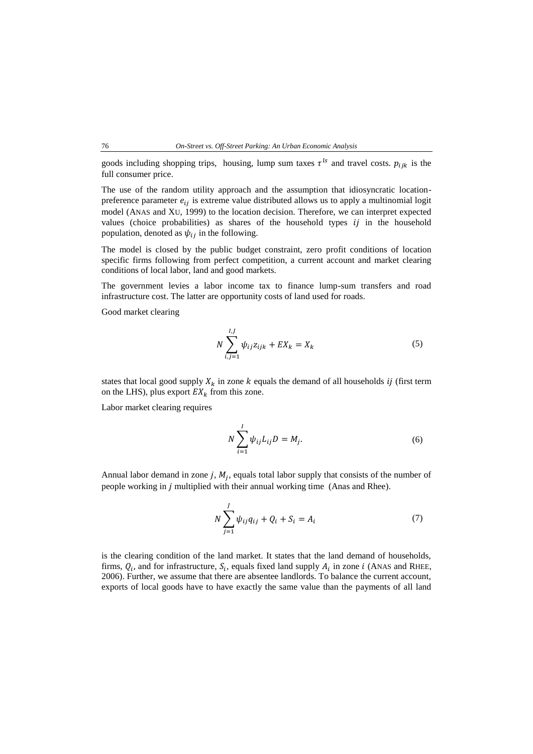goods including shopping trips, housing, lump sum taxes $\tau^{ls}$ and travel costs. $p_{ijk}$ is the full consumer price.

The use of the random utility approach and the assumption that idiosyncratic location-preference parameter $e_{ij}$ is extreme value distributed allows us to apply a multinomial logit model (ANAS and XU, 1999) to the location decision. Therefore, we can interpret expected values (choice probabilities) as shares of the household types $ij$ in the household population, denoted as $\psi_{ij}$ in the following.

The model is closed by the public budget constraint, zero profit conditions of location specific firms following from perfect competition, a current account and market clearing conditions of local labor, land and good markets.

The government levies a labor income tax to finance lump-sum transfers and road infrastructure cost. The latter are opportunity costs of land used for roads.

Good market clearing

$$N \sum_{i,j=1}^{I,J} \psi_{ij} z_{ijk} + EX_k = X_k \tag{5}$$

states that local good supply $X_k$ in zone $k$ equals the demand of all households $ij$ (first term on the LHS), plus export $EX_k$ from this zone.

Labor market clearing requires

$$N \sum_{i=1}^{I} \psi_{ij} L_{ij} D = M_j. \tag{6}$$

Annual labor demand in zone $j$, $M_j$, equals total labor supply that consists of the number of people working in $j$ multiplied with their annual working time (Anas and Rhee).

$$N \sum_{j=1}^{J} \psi_{ij} q_{ij} + Q_i + S_i = A_i \tag{7}$$

is the clearing condition of the land market. It states that the land demand of households, firms, $Q_i$, and for infrastructure, $S_i$, equals fixed land supply $A_i$ in zone $i$ (ANAS and RHEE, 2006). Further, we assume that there are absentee landlords. To balance the current account, exports of local goods have to have exactly the same value than the payments of all land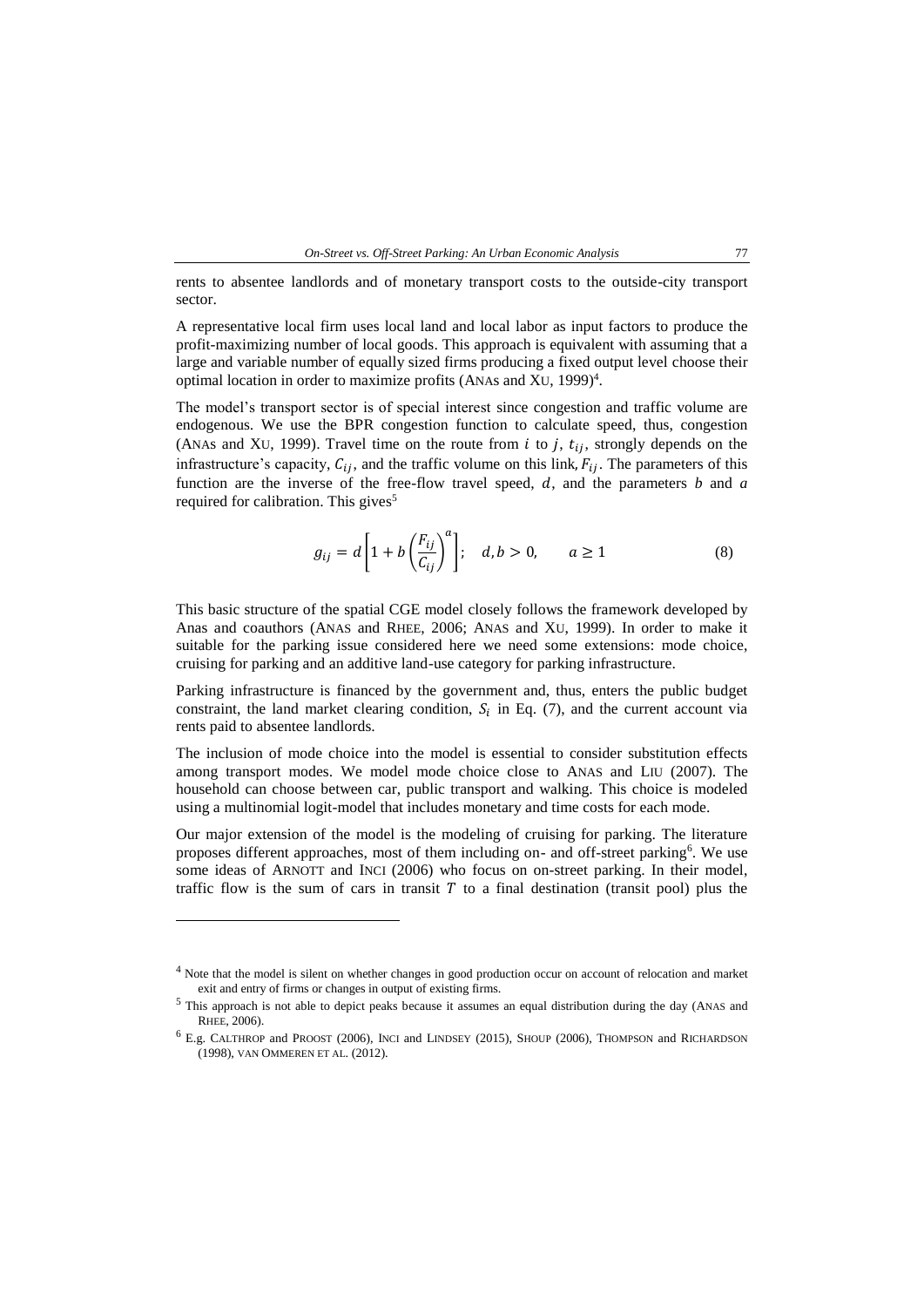rents to absentee landlords and of monetary transport costs to the outside-city transport sector.

A representative local firm uses local land and local labor as input factors to produce the profit-maximizing number of local goods. This approach is equivalent with assuming that a large and variable number of equally sized firms producing a fixed output level choose their optimal location in order to maximize profits (ANAS and XU, 1999)[4].

The model's transport sector is of special interest since congestion and traffic volume are endogenous. We use the BPR congestion function to calculate speed, thus, congestion (ANAS and XU, 1999). Travel time on the route from $i$ to $j$, $t_{ij}$, strongly depends on the infrastructure's capacity, $C_{ij}$, and the traffic volume on this link, $F_{ij}$. The parameters of this function are the inverse of the free-flow travel speed, $d$, and the parameters $b$ and $a$ required for calibration. This gives[5]

$$g_{ij} = d\left[1 + b\left(\frac{F_{ij}}{C_{ij}}\right)^{a}\right]; \quad d, b > 0, \qquad a \geq 1 \tag{8}$$

This basic structure of the spatial CGE model closely follows the framework developed by Anas and coauthors (ANAS and RHEE, 2006; ANAS and XU, 1999). In order to make it suitable for the parking issue considered here we need some extensions: mode choice, cruising for parking and an additive land-use category for parking infrastructure.

Parking infrastructure is financed by the government and, thus, enters the public budget constraint, the land market clearing condition, $S_i$ in Eq. (7), and the current account via rents paid to absentee landlords.

The inclusion of mode choice into the model is essential to consider substitution effects among transport modes. We model mode choice close to ANAS and LIU (2007). The household can choose between car, public transport and walking. This choice is modeled using a multinomial logit-model that includes monetary and time costs for each mode.

Our major extension of the model is the modeling of cruising for parking. The literature proposes different approaches, most of them including on- and off-street parking[6]. We use some ideas of ARNOTT and INCI (2006) who focus on on-street parking. In their model, traffic flow is the sum of cars in transit $T$ to a final destination (transit pool) plus the

---

[4] Note that the model is silent on whether changes in good production occur on account of relocation and market exit and entry of firms or changes in output of existing firms.

[5] This approach is not able to depict peaks because it assumes an equal distribution during the day (ANAS and RHEE, 2006).

[6] E.g. CALTHROP and PROOST (2006), INCI and LINDSEY (2015), SHOUP (2006), THOMPSON and RICHARDSON (1998), VAN OMMEREN ET AL. (2012).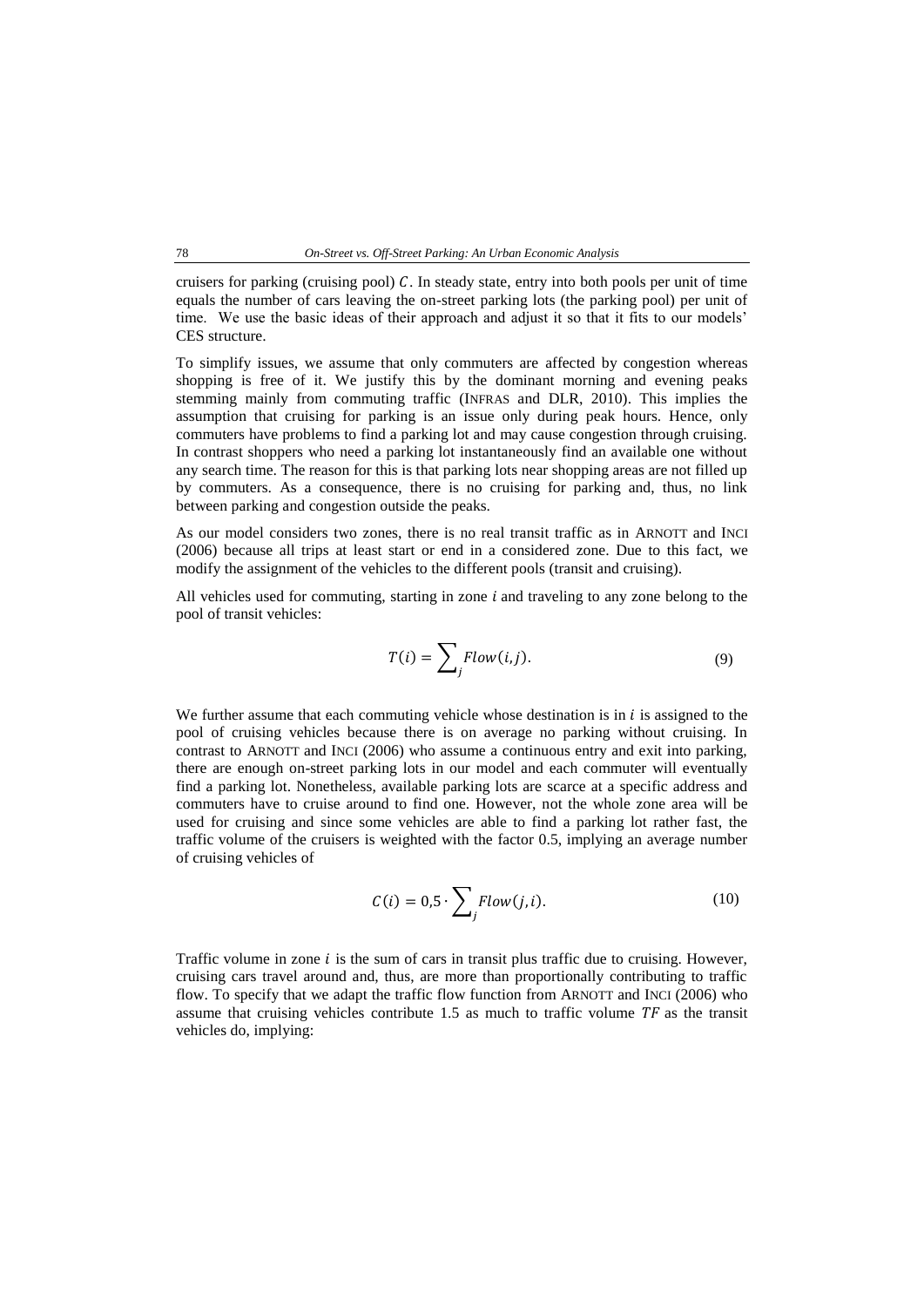cruisers for parking (cruising pool) $C$. In steady state, entry into both pools per unit of time equals the number of cars leaving the on-street parking lots (the parking pool) per unit of time. We use the basic ideas of their approach and adjust it so that it fits to our models' CES structure.

To simplify issues, we assume that only commuters are affected by congestion whereas shopping is free of it. We justify this by the dominant morning and evening peaks stemming mainly from commuting traffic (INFRAS and DLR, 2010). This implies the assumption that cruising for parking is an issue only during peak hours. Hence, only commuters have problems to find a parking lot and may cause congestion through cruising. In contrast shoppers who need a parking lot instantaneously find an available one without any search time. The reason for this is that parking lots near shopping areas are not filled up by commuters. As a consequence, there is no cruising for parking and, thus, no link between parking and congestion outside the peaks.

As our model considers two zones, there is no real transit traffic as in ARNOTT and INCI (2006) because all trips at least start or end in a considered zone. Due to this fact, we modify the assignment of the vehicles to the different pools (transit and cruising).

All vehicles used for commuting, starting in zone $i$ and traveling to any zone belong to the pool of transit vehicles:

$$T(i) = \sum_{j} Flow(i,j). \tag{9}$$

We further assume that each commuting vehicle whose destination is in $i$ is assigned to the pool of cruising vehicles because there is on average no parking without cruising. In contrast to ARNOTT and INCI (2006) who assume a continuous entry and exit into parking, there are enough on-street parking lots in our model and each commuter will eventually find a parking lot. Nonetheless, available parking lots are scarce at a specific address and commuters have to cruise around to find one. However, not the whole zone area will be used for cruising and since some vehicles are able to find a parking lot rather fast, the traffic volume of the cruisers is weighted with the factor 0.5, implying an average number of cruising vehicles of

$$C(i) = 0{,}5 \cdot \sum_{j} Flow(j,i). \tag{10}$$

Traffic volume in zone $i$ is the sum of cars in transit plus traffic due to cruising. However, cruising cars travel around and, thus, are more than proportionally contributing to traffic flow. To specify that we adapt the traffic flow function from ARNOTT and INCI (2006) who assume that cruising vehicles contribute 1.5 as much to traffic volume $TF$ as the transit vehicles do, implying: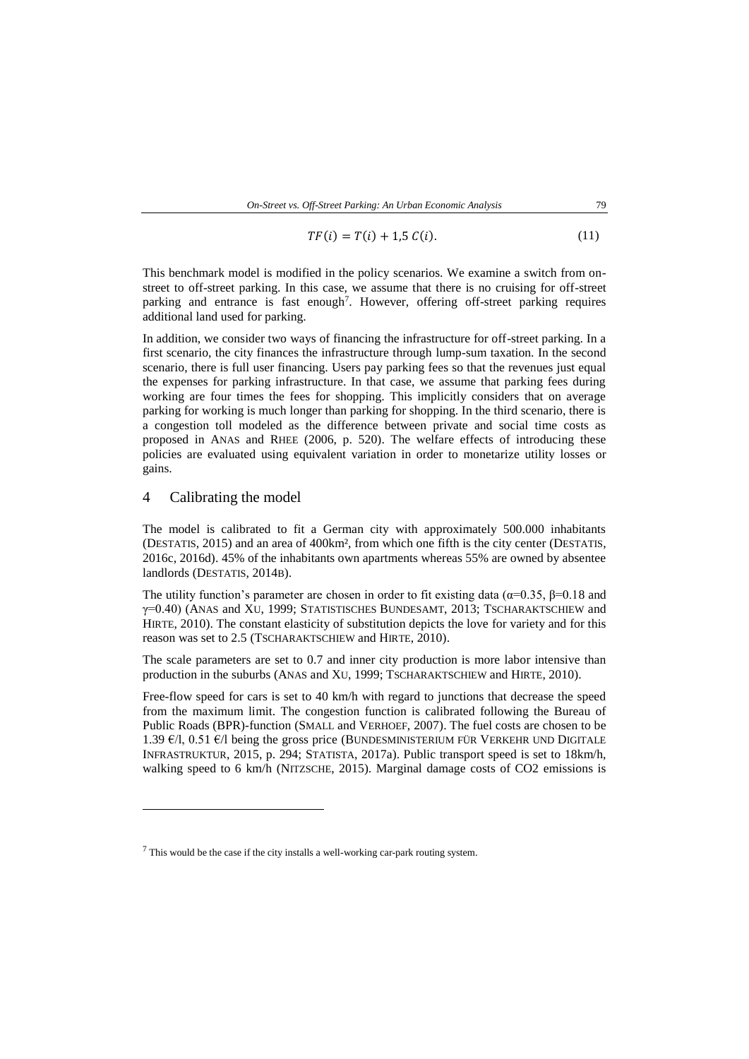$$TF(i) = T(i) + 1{,}5\ C(i). \tag{11}$$

This benchmark model is modified in the policy scenarios. We examine a switch from on-street to off-street parking. In this case, we assume that there is no cruising for off-street parking and entrance is fast enough[7]. However, offering off-street parking requires additional land used for parking.

In addition, we consider two ways of financing the infrastructure for off-street parking. In a first scenario, the city finances the infrastructure through lump-sum taxation. In the second scenario, there is full user financing. Users pay parking fees so that the revenues just equal the expenses for parking infrastructure. In that case, we assume that parking fees during working are four times the fees for shopping. This implicitly considers that on average parking for working is much longer than parking for shopping. In the third scenario, there is a congestion toll modeled as the difference between private and social time costs as proposed in ANAS and RHEE (2006, p. 520). The welfare effects of introducing these policies are evaluated using equivalent variation in order to monetarize utility losses or gains.

## 4 Calibrating the model

The model is calibrated to fit a German city with approximately 500.000 inhabitants (DESTATIS, 2015) and an area of 400km², from which one fifth is the city center (DESTATIS, 2016c, 2016d). 45% of the inhabitants own apartments whereas 55% are owned by absentee landlords (DESTATIS, 2014B).

The utility function's parameter are chosen in order to fit existing data ($\alpha$=0.35, $\beta$=0.18 and $\gamma$=0.40) (ANAS and XU, 1999; STATISTISCHES BUNDESAMT, 2013; TSCHARAKTSCHIEW and HIRTE, 2010). The constant elasticity of substitution depicts the love for variety and for this reason was set to 2.5 (TSCHARAKTSCHIEW and HIRTE, 2010).

The scale parameters are set to 0.7 and inner city production is more labor intensive than production in the suburbs (ANAS and XU, 1999; TSCHARAKTSCHIEW and HIRTE, 2010).

Free-flow speed for cars is set to 40 km/h with regard to junctions that decrease the speed from the maximum limit. The congestion function is calibrated following the Bureau of Public Roads (BPR)-function (SMALL and VERHOEF, 2007). The fuel costs are chosen to be 1.39 €/l, 0.51 €/l being the gross price (BUNDESMINISTERIUM FÜR VERKEHR UND DIGITALE INFRASTRUKTUR, 2015, p. 294; STATISTA, 2017a). Public transport speed is set to 18km/h, walking speed to 6 km/h (NITZSCHE, 2015). Marginal damage costs of CO2 emissions is

---

[7] This would be the case if the city installs a well-working car-park routing system.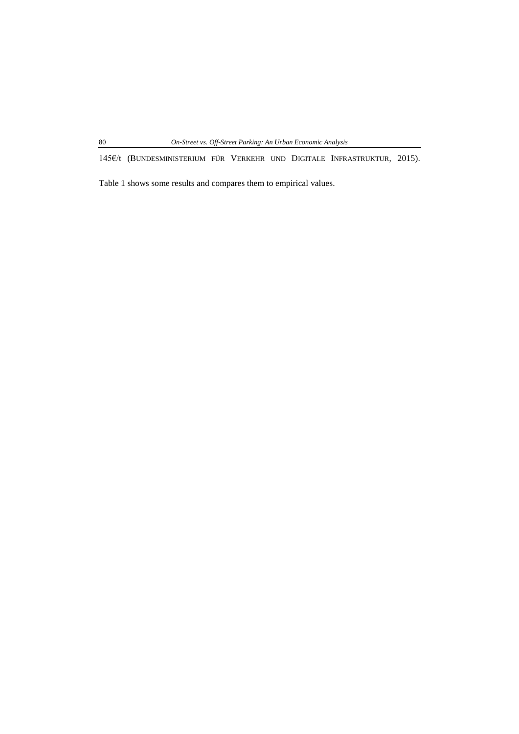145€/t (Bundesministerium für Verkehr und Digitale Infrastruktur, 2015).

Table 1 shows some results and compares them to empirical values.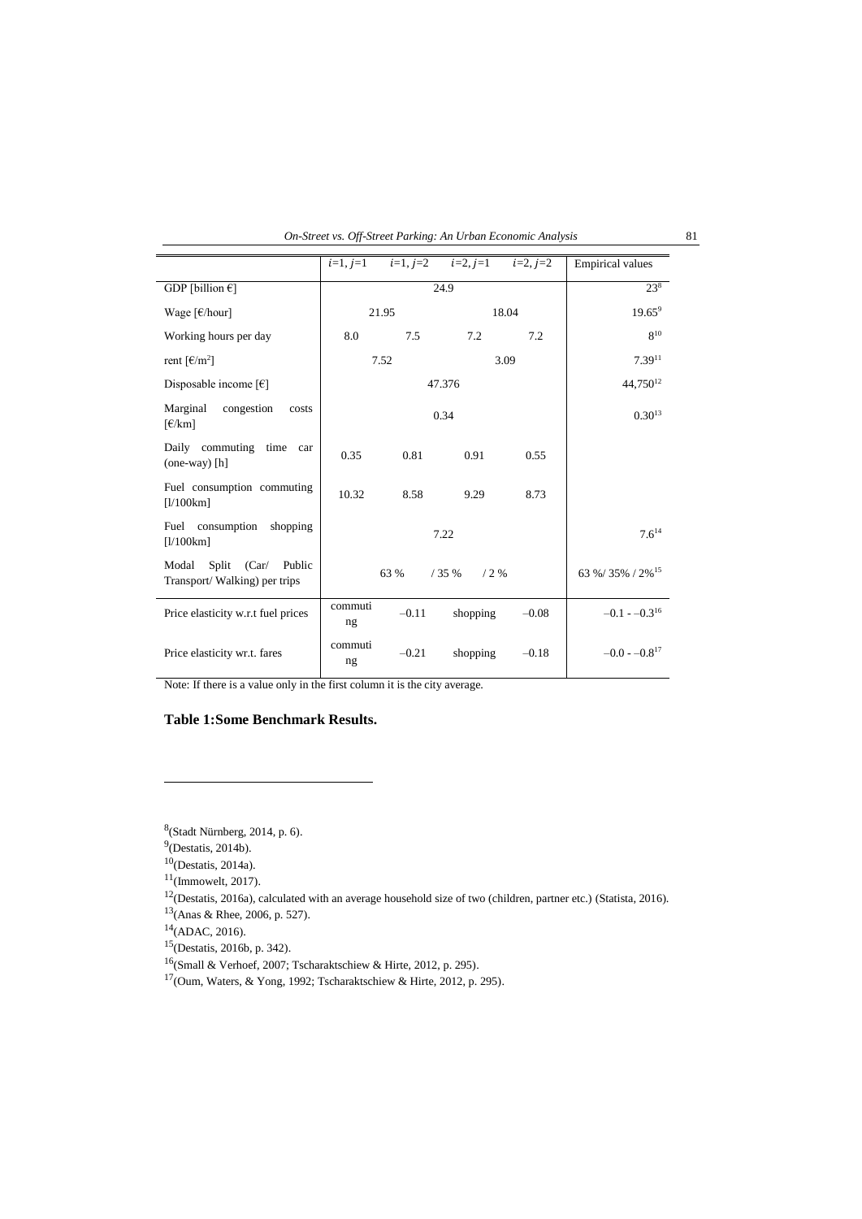| | $i$=1, $j$=1 | $i$=1, $j$=2 | $i$=2, $j$=1 | $i$=2, $j$=2 | Empirical values |
|---|---|---|---|---|---|
| GDP [billion €] | 24.9 | | | | 23[8] |
| Wage [€/hour] | 21.95 | | 18.04 | | 19.65[9] |
| Working hours per day | 8.0 | 7.5 | 7.2 | 7.2 | 8[10] |
| rent [€/m²] | 7.52 | | 3.09 | | 7.39[11] |
| Disposable income [€] | 47.376 | | | | 44,750[12] |
| Marginal congestion costs [€/km] | 0.34 | | | | 0.30[13] |
| Daily commuting time car (one-way) [h] | 0.35 | 0.81 | 0.91 | 0.55 | |
| Fuel consumption commuting [l/100km] | 10.32 | 8.58 | 9.29 | 8.73 | |
| Fuel consumption shopping [l/100km] | 7.22 | | | | 7.6[14] |
| Modal Split (Car/ Public Transport/ Walking) per trips | 63 % / 35 % / 2 % | | | | 63 %/ 35% / 2%[15] |
| Price elasticity w.r.t fuel prices | commuting | −0.11 | shopping | −0.08 | −0.1 - −0.3[16] |
| Price elasticity wr.t. fares | commuting | −0.21 | shopping | −0.18 | −0.0 - −0.8[17] |

Note: If there is a value only in the first column it is the city average.

**Table 1:Some Benchmark Results.**

---

[8](Stadt Nürnberg, 2014, p. 6).

[9](Destatis, 2014b).

[10](Destatis, 2014a).

[11](Immowelt, 2017).

[12](Destatis, 2016a), calculated with an average household size of two (children, partner etc.) (Statista, 2016).

[13](Anas & Rhee, 2006, p. 527).

[14](ADAC, 2016).

[15](Destatis, 2016b, p. 342).

[16](Small & Verhoef, 2007; Tscharaktschiew & Hirte, 2012, p. 295).

[17](Oum, Waters, & Yong, 1992; Tscharaktschiew & Hirte, 2012, p. 295).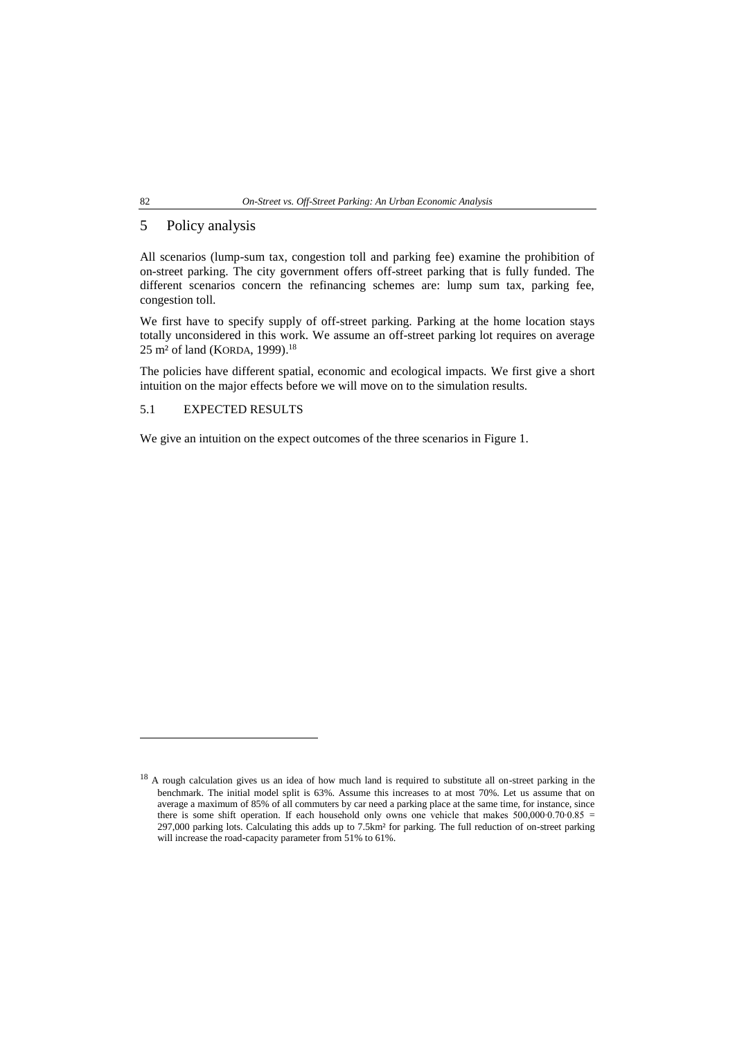# 5 Policy analysis

All scenarios (lump-sum tax, congestion toll and parking fee) examine the prohibition of on-street parking. The city government offers off-street parking that is fully funded. The different scenarios concern the refinancing schemes are: lump sum tax, parking fee, congestion toll.

We first have to specify supply of off-street parking. Parking at the home location stays totally unconsidered in this work. We assume an off-street parking lot requires on average 25 m² of land (KORDA, 1999).[18]

The policies have different spatial, economic and ecological impacts. We first give a short intuition on the major effects before we will move on to the simulation results.

## 5.1 EXPECTED RESULTS

We give an intuition on the expect outcomes of the three scenarios in Figure 1.

---

[18] A rough calculation gives us an idea of how much land is required to substitute all on-street parking in the benchmark. The initial model split is 63%. Assume this increases to at most 70%. Let us assume that on average a maximum of 85% of all commuters by car need a parking place at the same time, for instance, since there is some shift operation. If each household only owns one vehicle that makes $500{,}000 \cdot 0.70 \cdot 0.85 = 297{,}000$ parking lots. Calculating this adds up to 7.5km² for parking. The full reduction of on-street parking will increase the road-capacity parameter from 51% to 61%.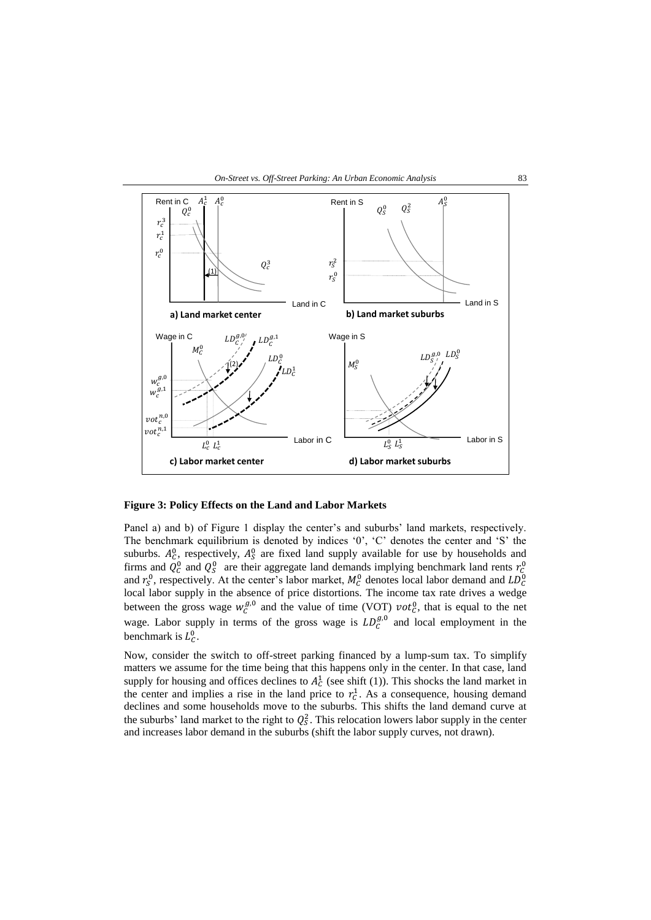**Figure 3: Policy Effects on the Land and Labor Markets**

Panel a) and b) of Figure 1 display the center's and suburbs' land markets, respectively. The benchmark equilibrium is denoted by indices '0', 'C' denotes the center and 'S' the suburbs. $A_C^0$, respectively, $A_S^0$ are fixed land supply available for use by households and firms and $Q_C^0$ and $Q_S^0$ are their aggregate land demands implying benchmark land rents $r_C^0$ and $r_S^0$, respectively. At the center's labor market, $M_C^0$ denotes local labor demand and $LD_C^0$ local labor supply in the absence of price distortions. The income tax rate drives a wedge between the gross wage $w_C^{g,0}$ and the value of time (VOT) $vot_C^0$, that is equal to the net wage. Labor supply in terms of the gross wage is $LD_C^{g,0}$ and local employment in the benchmark is $L_C^0$.

Now, consider the switch to off-street parking financed by a lump-sum tax. To simplify matters we assume for the time being that this happens only in the center. In that case, land supply for housing and offices declines to $A_C^1$ (see shift (1)). This shocks the land market in the center and implies a rise in the land price to $r_C^1$. As a consequence, housing demand declines and some households move to the suburbs. This shifts the land demand curve at the suburbs' land market to the right to $Q_S^2$. This relocation lowers labor supply in the center and increases labor demand in the suburbs (shift the labor supply curves, not drawn).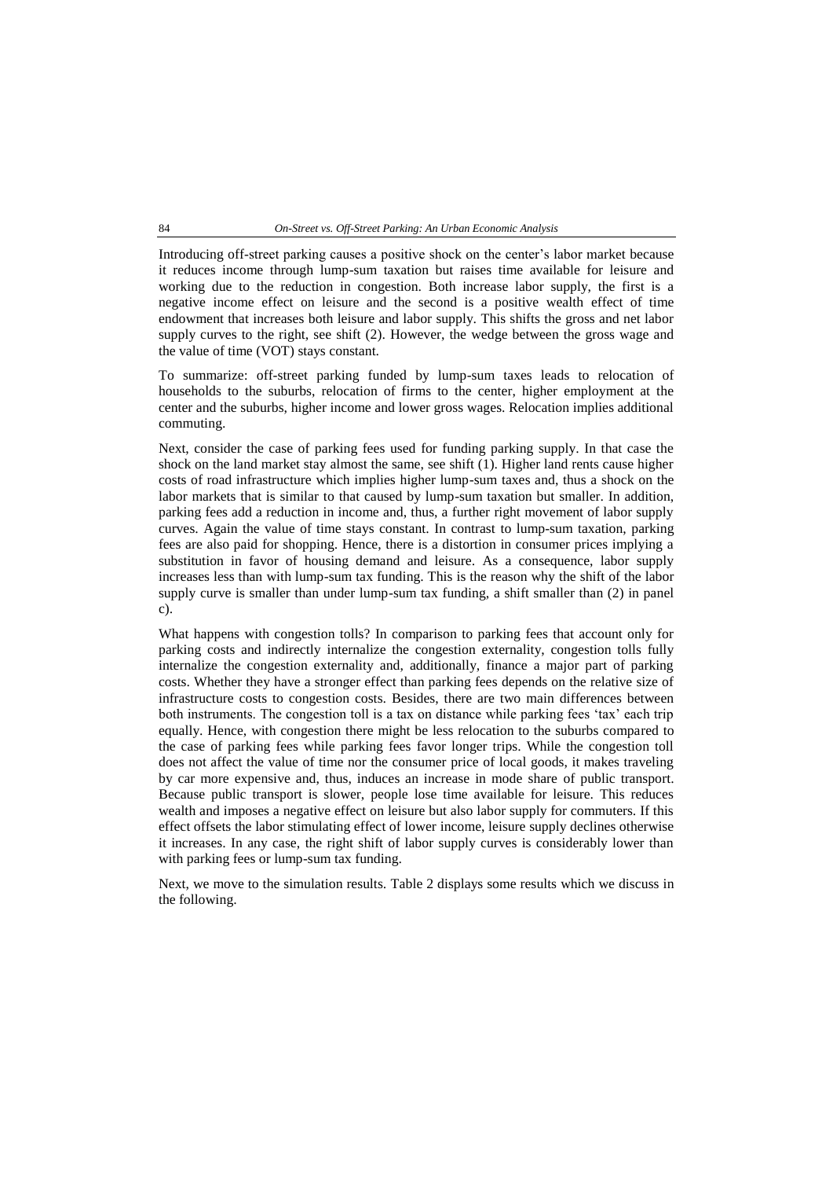Introducing off-street parking causes a positive shock on the center's labor market because it reduces income through lump-sum taxation but raises time available for leisure and working due to the reduction in congestion. Both increase labor supply, the first is a negative income effect on leisure and the second is a positive wealth effect of time endowment that increases both leisure and labor supply. This shifts the gross and net labor supply curves to the right, see shift (2). However, the wedge between the gross wage and the value of time (VOT) stays constant.

To summarize: off-street parking funded by lump-sum taxes leads to relocation of households to the suburbs, relocation of firms to the center, higher employment at the center and the suburbs, higher income and lower gross wages. Relocation implies additional commuting.

Next, consider the case of parking fees used for funding parking supply. In that case the shock on the land market stay almost the same, see shift (1). Higher land rents cause higher costs of road infrastructure which implies higher lump-sum taxes and, thus a shock on the labor markets that is similar to that caused by lump-sum taxation but smaller. In addition, parking fees add a reduction in income and, thus, a further right movement of labor supply curves. Again the value of time stays constant. In contrast to lump-sum taxation, parking fees are also paid for shopping. Hence, there is a distortion in consumer prices implying a substitution in favor of housing demand and leisure. As a consequence, labor supply increases less than with lump-sum tax funding. This is the reason why the shift of the labor supply curve is smaller than under lump-sum tax funding, a shift smaller than (2) in panel c).

What happens with congestion tolls? In comparison to parking fees that account only for parking costs and indirectly internalize the congestion externality, congestion tolls fully internalize the congestion externality and, additionally, finance a major part of parking costs. Whether they have a stronger effect than parking fees depends on the relative size of infrastructure costs to congestion costs. Besides, there are two main differences between both instruments. The congestion toll is a tax on distance while parking fees 'tax' each trip equally. Hence, with congestion there might be less relocation to the suburbs compared to the case of parking fees while parking fees favor longer trips. While the congestion toll does not affect the value of time nor the consumer price of local goods, it makes traveling by car more expensive and, thus, induces an increase in mode share of public transport. Because public transport is slower, people lose time available for leisure. This reduces wealth and imposes a negative effect on leisure but also labor supply for commuters. If this effect offsets the labor stimulating effect of lower income, leisure supply declines otherwise it increases. In any case, the right shift of labor supply curves is considerably lower than with parking fees or lump-sum tax funding.

Next, we move to the simulation results. Table 2 displays some results which we discuss in the following.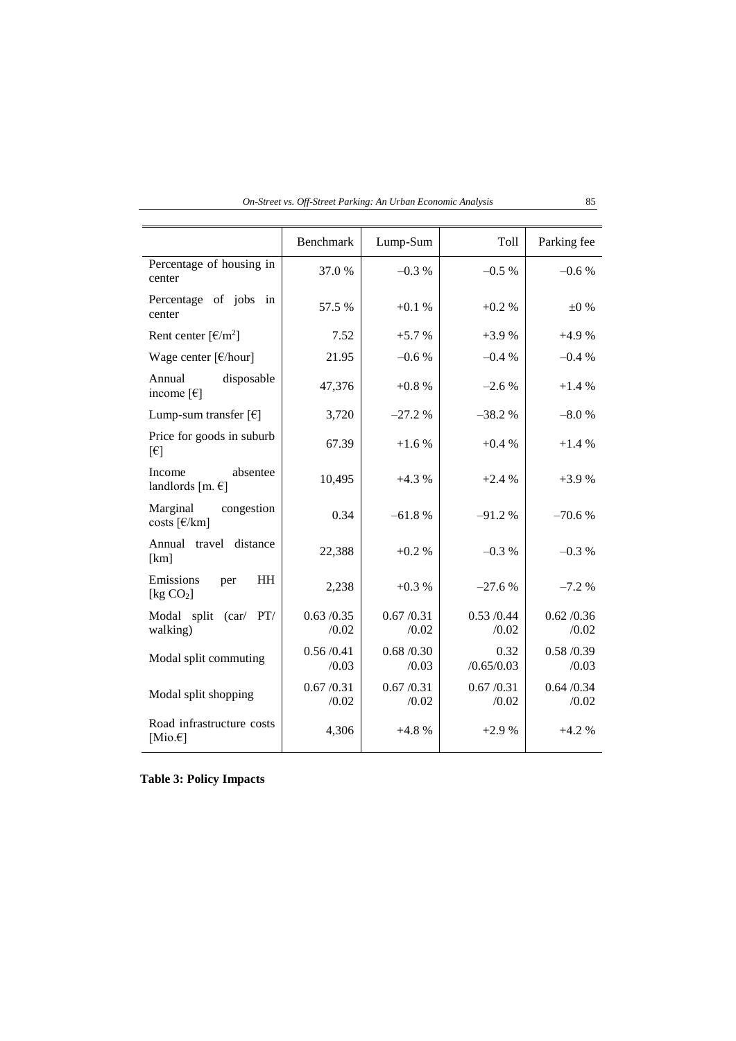| | Benchmark | Lump-Sum | Toll | Parking fee |
|---|---|---|---|---|
| Percentage of housing in center | 37.0 % | –0.3 % | –0.5 % | –0.6 % |
| Percentage of jobs in center | 57.5 % | +0.1 % | +0.2 % | ±0 % |
| Rent center [€/m$^2$] | 7.52 | +5.7 % | +3.9 % | +4.9 % |
| Wage center [€/hour] | 21.95 | –0.6 % | –0.4 % | –0.4 % |
| Annual disposable income [€] | 47,376 | +0.8 % | –2.6 % | +1.4 % |
| Lump-sum transfer [€] | 3,720 | –27.2 % | –38.2 % | –8.0 % |
| Price for goods in suburb [€] | 67.39 | +1.6 % | +0.4 % | +1.4 % |
| Income absentee landlords [m. €] | 10,495 | +4.3 % | +2.4 % | +3.9 % |
| Marginal congestion costs [€/km] | 0.34 | –61.8 % | –91.2 % | –70.6 % |
| Annual travel distance [km] | 22,388 | +0.2 % | –0.3 % | –0.3 % |
| Emissions per HH [kg $CO_2$] | 2,238 | +0.3 % | –27.6 % | –7.2 % |
| Modal split (car/ PT/ walking) | 0.63 /0.35 /0.02 | 0.67 /0.31 /0.02 | 0.53 /0.44 /0.02 | 0.62 /0.36 /0.02 |
| Modal split commuting | 0.56 /0.41 /0.03 | 0.68 /0.30 /0.03 | 0.32 /0.65/0.03 | 0.58 /0.39 /0.03 |
| Modal split shopping | 0.67 /0.31 /0.02 | 0.67 /0.31 /0.02 | 0.67 /0.31 /0.02 | 0.64 /0.34 /0.02 |
| Road infrastructure costs [Mio.€] | 4,306 | +4.8 % | +2.9 % | +4.2 % |

**Table 3: Policy Impacts**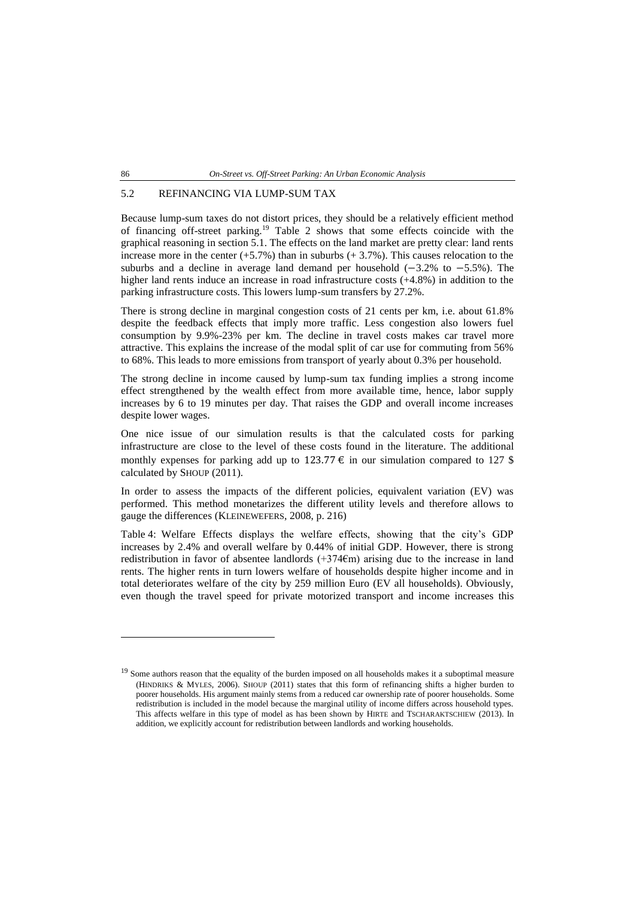### 5.2 REFINANCING VIA LUMP-SUM TAX

Because lump-sum taxes do not distort prices, they should be a relatively efficient method of financing off-street parking.[19] Table 2 shows that some effects coincide with the graphical reasoning in section 5.1. The effects on the land market are pretty clear: land rents increase more in the center (+5.7%) than in suburbs (+ 3.7%). This causes relocation to the suburbs and a decline in average land demand per household (−3.2% to −5.5%). The higher land rents induce an increase in road infrastructure costs (+4.8%) in addition to the parking infrastructure costs. This lowers lump-sum transfers by 27.2%.

There is strong decline in marginal congestion costs of 21 cents per km, i.e. about 61.8% despite the feedback effects that imply more traffic. Less congestion also lowers fuel consumption by 9.9%-23% per km. The decline in travel costs makes car travel more attractive. This explains the increase of the modal split of car use for commuting from 56% to 68%. This leads to more emissions from transport of yearly about 0.3% per household.

The strong decline in income caused by lump-sum tax funding implies a strong income effect strengthened by the wealth effect from more available time, hence, labor supply increases by 6 to 19 minutes per day. That raises the GDP and overall income increases despite lower wages.

One nice issue of our simulation results is that the calculated costs for parking infrastructure are close to the level of these costs found in the literature. The additional monthly expenses for parking add up to 123.77 € in our simulation compared to 127 $ calculated by SHOUP (2011).

In order to assess the impacts of the different policies, equivalent variation (EV) was performed. This method monetarizes the different utility levels and therefore allows to gauge the differences (KLEINEWEFERS, 2008, p. 216)

Table 4: Welfare Effects displays the welfare effects, showing that the city's GDP increases by 2.4% and overall welfare by 0.44% of initial GDP. However, there is strong redistribution in favor of absentee landlords (+374€m) arising due to the increase in land rents. The higher rents in turn lowers welfare of households despite higher income and in total deteriorates welfare of the city by 259 million Euro (EV all households). Obviously, even though the travel speed for private motorized transport and income increases this

---

[19] Some authors reason that the equality of the burden imposed on all households makes it a suboptimal measure (HINDRIKS & MYLES, 2006). SHOUP (2011) states that this form of refinancing shifts a higher burden to poorer households. His argument mainly stems from a reduced car ownership rate of poorer households. Some redistribution is included in the model because the marginal utility of income differs across household types. This affects welfare in this type of model as has been shown by HIRTE and TSCHARAKTSCHIEW (2013). In addition, we explicitly account for redistribution between landlords and working households.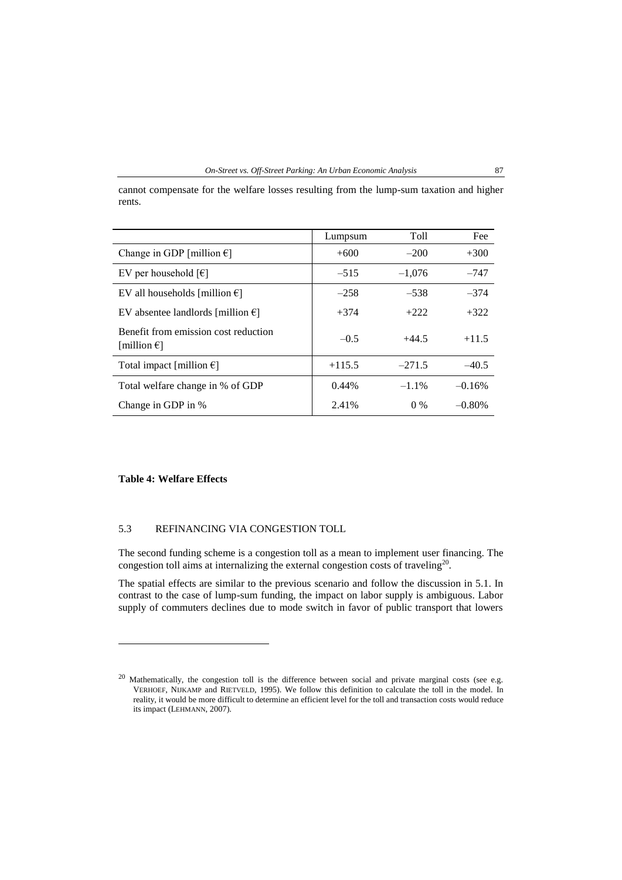cannot compensate for the welfare losses resulting from the lump-sum taxation and higher rents.

| | Lumpsum | Toll | Fee |
|---|---|---|---|
| Change in GDP [million €] | +600 | –200 | +300 |
| EV per household [€] | –515 | –1,076 | –747 |
| EV all households [million €] | –258 | –538 | –374 |
| EV absentee landlords [million €] | +374 | +222 | +322 |
| Benefit from emission cost reduction [million €] | –0.5 | +44.5 | +11.5 |
| Total impact [million €] | +115.5 | –271.5 | –40.5 |
| Total welfare change in % of GDP | 0.44% | –1.1% | –0.16% |
| Change in GDP in % | 2.41% | 0 % | –0.80% |

**Table 4: Welfare Effects**

### 5.3 REFINANCING VIA CONGESTION TOLL

The second funding scheme is a congestion toll as a mean to implement user financing. The congestion toll aims at internalizing the external congestion costs of traveling[20].

The spatial effects are similar to the previous scenario and follow the discussion in 5.1. In contrast to the case of lump-sum funding, the impact on labor supply is ambiguous. Labor supply of commuters declines due to mode switch in favor of public transport that lowers

[20] Mathematically, the congestion toll is the difference between social and private marginal costs (see e.g. VERHOEF, NIJKAMP and RIETVELD, 1995). We follow this definition to calculate the toll in the model. In reality, it would be more difficult to determine an efficient level for the toll and transaction costs would reduce its impact (LEHMANN, 2007).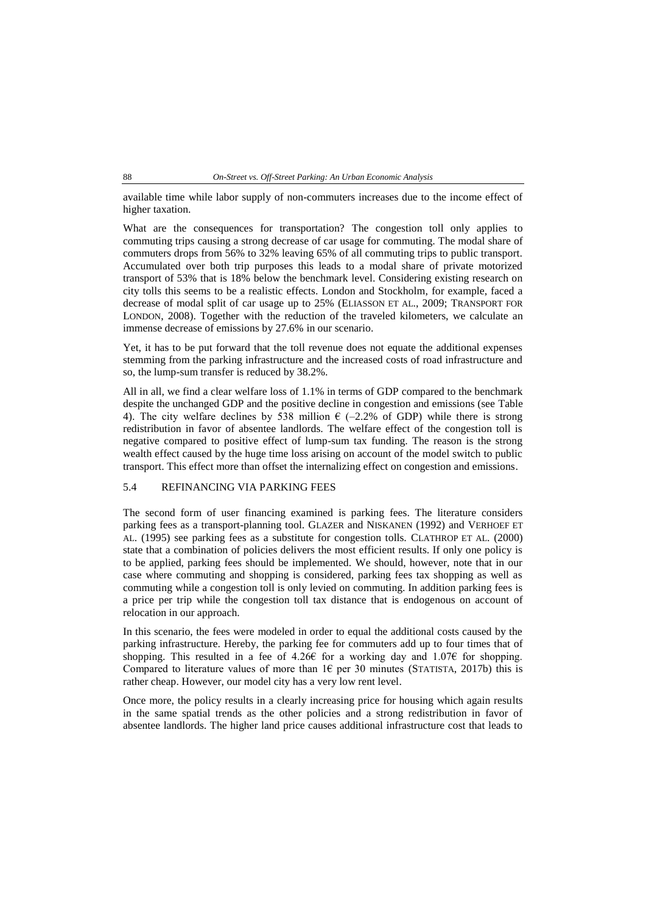available time while labor supply of non-commuters increases due to the income effect of higher taxation.

What are the consequences for transportation? The congestion toll only applies to commuting trips causing a strong decrease of car usage for commuting. The modal share of commuters drops from 56% to 32% leaving 65% of all commuting trips to public transport. Accumulated over both trip purposes this leads to a modal share of private motorized transport of 53% that is 18% below the benchmark level. Considering existing research on city tolls this seems to be a realistic effects. London and Stockholm, for example, faced a decrease of modal split of car usage up to 25% (ELIASSON ET AL., 2009; TRANSPORT FOR LONDON, 2008). Together with the reduction of the traveled kilometers, we calculate an immense decrease of emissions by 27.6% in our scenario.

Yet, it has to be put forward that the toll revenue does not equate the additional expenses stemming from the parking infrastructure and the increased costs of road infrastructure and so, the lump-sum transfer is reduced by 38.2%.

All in all, we find a clear welfare loss of 1.1% in terms of GDP compared to the benchmark despite the unchanged GDP and the positive decline in congestion and emissions (see Table 4). The city welfare declines by 538 million € (–2.2% of GDP) while there is strong redistribution in favor of absentee landlords. The welfare effect of the congestion toll is negative compared to positive effect of lump-sum tax funding. The reason is the strong wealth effect caused by the huge time loss arising on account of the model switch to public transport. This effect more than offset the internalizing effect on congestion and emissions.

### 5.4 REFINANCING VIA PARKING FEES

The second form of user financing examined is parking fees. The literature considers parking fees as a transport-planning tool. GLAZER and NISKANEN (1992) and VERHOEF ET AL. (1995) see parking fees as a substitute for congestion tolls. CLATHROP ET AL. (2000) state that a combination of policies delivers the most efficient results. If only one policy is to be applied, parking fees should be implemented. We should, however, note that in our case where commuting and shopping is considered, parking fees tax shopping as well as commuting while a congestion toll is only levied on commuting. In addition parking fees is a price per trip while the congestion toll tax distance that is endogenous on account of relocation in our approach.

In this scenario, the fees were modeled in order to equal the additional costs caused by the parking infrastructure. Hereby, the parking fee for commuters add up to four times that of shopping. This resulted in a fee of 4.26€ for a working day and 1.07€ for shopping. Compared to literature values of more than 1€ per 30 minutes (STATISTA, 2017b) this is rather cheap. However, our model city has a very low rent level.

Once more, the policy results in a clearly increasing price for housing which again results in the same spatial trends as the other policies and a strong redistribution in favor of absentee landlords. The higher land price causes additional infrastructure cost that leads to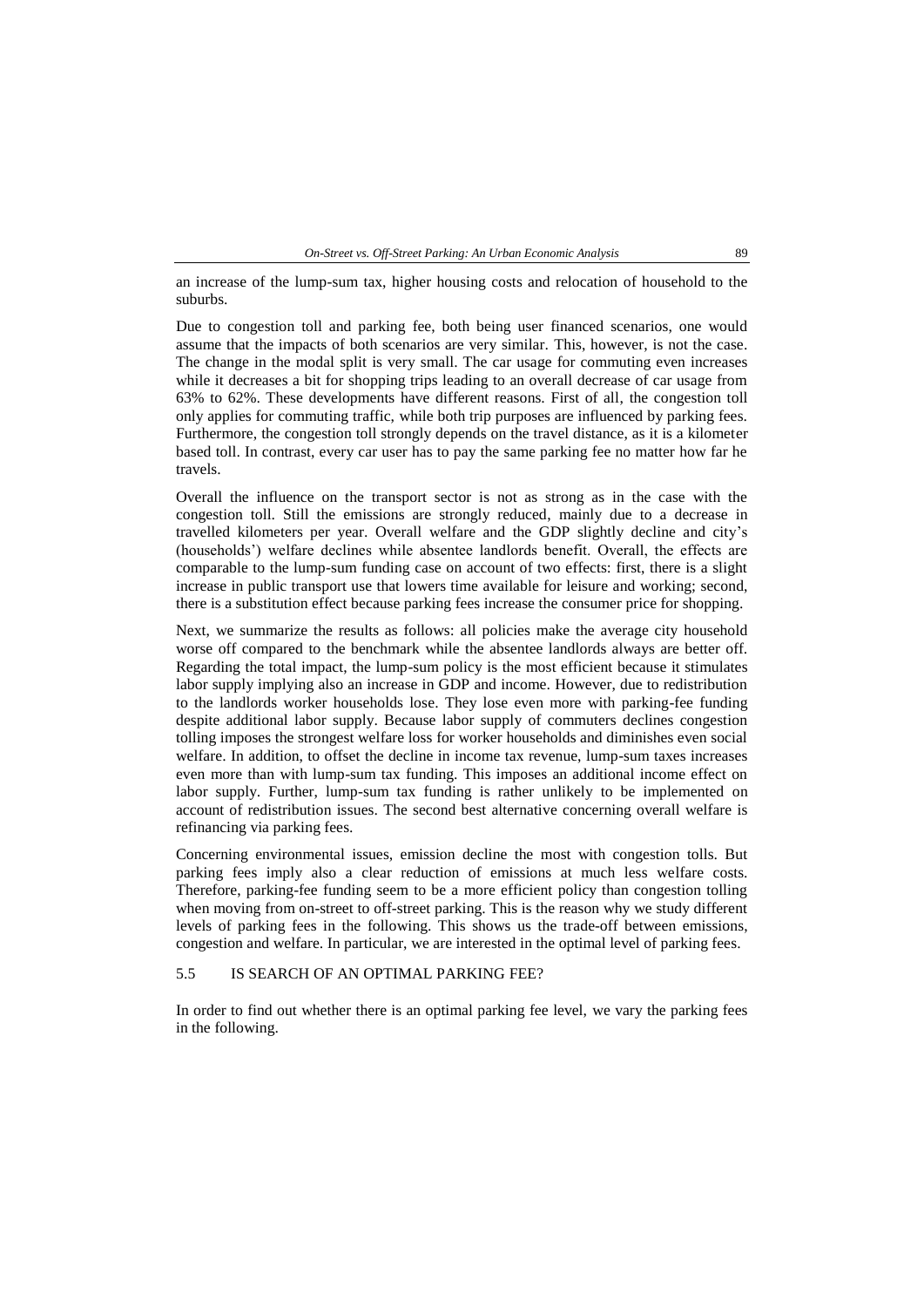an increase of the lump-sum tax, higher housing costs and relocation of household to the suburbs.

Due to congestion toll and parking fee, both being user financed scenarios, one would assume that the impacts of both scenarios are very similar. This, however, is not the case. The change in the modal split is very small. The car usage for commuting even increases while it decreases a bit for shopping trips leading to an overall decrease of car usage from 63% to 62%. These developments have different reasons. First of all, the congestion toll only applies for commuting traffic, while both trip purposes are influenced by parking fees. Furthermore, the congestion toll strongly depends on the travel distance, as it is a kilometer based toll. In contrast, every car user has to pay the same parking fee no matter how far he travels.

Overall the influence on the transport sector is not as strong as in the case with the congestion toll. Still the emissions are strongly reduced, mainly due to a decrease in travelled kilometers per year. Overall welfare and the GDP slightly decline and city's (households') welfare declines while absentee landlords benefit. Overall, the effects are comparable to the lump-sum funding case on account of two effects: first, there is a slight increase in public transport use that lowers time available for leisure and working; second, there is a substitution effect because parking fees increase the consumer price for shopping.

Next, we summarize the results as follows: all policies make the average city household worse off compared to the benchmark while the absentee landlords always are better off. Regarding the total impact, the lump-sum policy is the most efficient because it stimulates labor supply implying also an increase in GDP and income. However, due to redistribution to the landlords worker households lose. They lose even more with parking-fee funding despite additional labor supply. Because labor supply of commuters declines congestion tolling imposes the strongest welfare loss for worker households and diminishes even social welfare. In addition, to offset the decline in income tax revenue, lump-sum taxes increases even more than with lump-sum tax funding. This imposes an additional income effect on labor supply. Further, lump-sum tax funding is rather unlikely to be implemented on account of redistribution issues. The second best alternative concerning overall welfare is refinancing via parking fees.

Concerning environmental issues, emission decline the most with congestion tolls. But parking fees imply also a clear reduction of emissions at much less welfare costs. Therefore, parking-fee funding seem to be a more efficient policy than congestion tolling when moving from on-street to off-street parking. This is the reason why we study different levels of parking fees in the following. This shows us the trade-off between emissions, congestion and welfare. In particular, we are interested in the optimal level of parking fees.

### 5.5 IS SEARCH OF AN OPTIMAL PARKING FEE?

In order to find out whether there is an optimal parking fee level, we vary the parking fees in the following.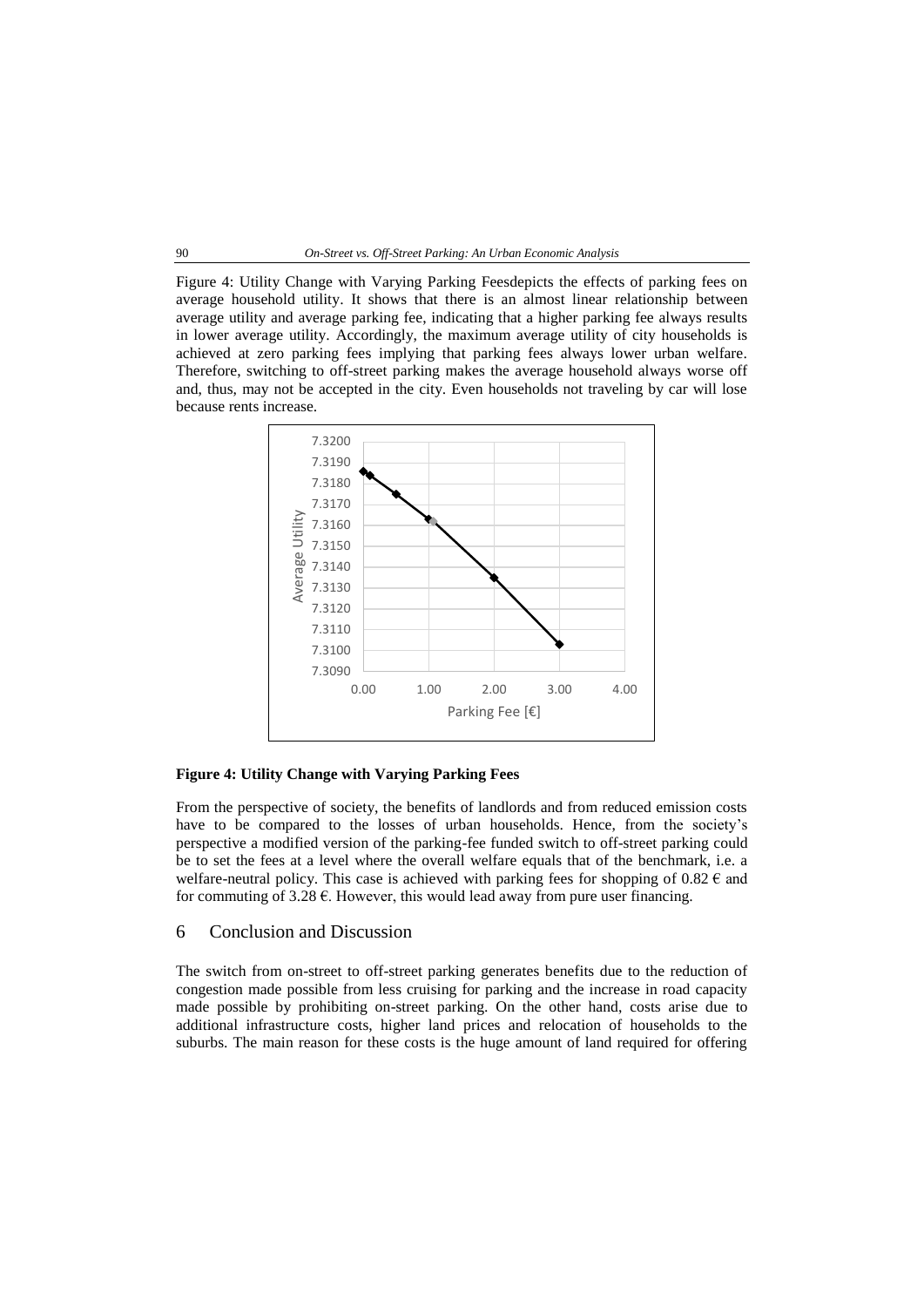Figure 4: Utility Change with Varying Parking Feesdepicts the effects of parking fees on average household utility. It shows that there is an almost linear relationship between average utility and average parking fee, indicating that a higher parking fee always results in lower average utility. Accordingly, the maximum average utility of city households is achieved at zero parking fees implying that parking fees always lower urban welfare. Therefore, switching to off-street parking makes the average household always worse off and, thus, may not be accepted in the city. Even households not traveling by car will lose because rents increase.

**Figure 4: Utility Change with Varying Parking Fees**

From the perspective of society, the benefits of landlords and from reduced emission costs have to be compared to the losses of urban households. Hence, from the society's perspective a modified version of the parking-fee funded switch to off-street parking could be to set the fees at a level where the overall welfare equals that of the benchmark, i.e. a welfare-neutral policy. This case is achieved with parking fees for shopping of 0.82 € and for commuting of 3.28 €. However, this would lead away from pure user financing.

## 6 Conclusion and Discussion

The switch from on-street to off-street parking generates benefits due to the reduction of congestion made possible from less cruising for parking and the increase in road capacity made possible by prohibiting on-street parking. On the other hand, costs arise due to additional infrastructure costs, higher land prices and relocation of households to the suburbs. The main reason for these costs is the huge amount of land required for offering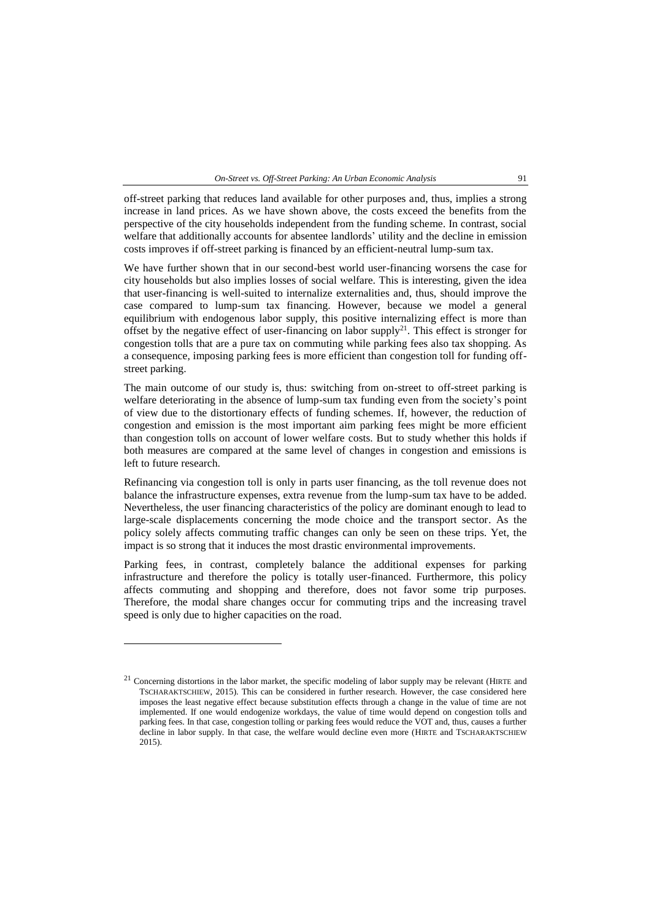off-street parking that reduces land available for other purposes and, thus, implies a strong increase in land prices. As we have shown above, the costs exceed the benefits from the perspective of the city households independent from the funding scheme. In contrast, social welfare that additionally accounts for absentee landlords' utility and the decline in emission costs improves if off-street parking is financed by an efficient-neutral lump-sum tax.

We have further shown that in our second-best world user-financing worsens the case for city households but also implies losses of social welfare. This is interesting, given the idea that user-financing is well-suited to internalize externalities and, thus, should improve the case compared to lump-sum tax financing. However, because we model a general equilibrium with endogenous labor supply, this positive internalizing effect is more than offset by the negative effect of user-financing on labor supply[21]. This effect is stronger for congestion tolls that are a pure tax on commuting while parking fees also tax shopping. As a consequence, imposing parking fees is more efficient than congestion toll for funding off-street parking.

The main outcome of our study is, thus: switching from on-street to off-street parking is welfare deteriorating in the absence of lump-sum tax funding even from the society's point of view due to the distortionary effects of funding schemes. If, however, the reduction of congestion and emission is the most important aim parking fees might be more efficient than congestion tolls on account of lower welfare costs. But to study whether this holds if both measures are compared at the same level of changes in congestion and emissions is left to future research.

Refinancing via congestion toll is only in parts user financing, as the toll revenue does not balance the infrastructure expenses, extra revenue from the lump-sum tax have to be added. Nevertheless, the user financing characteristics of the policy are dominant enough to lead to large-scale displacements concerning the mode choice and the transport sector. As the policy solely affects commuting traffic changes can only be seen on these trips. Yet, the impact is so strong that it induces the most drastic environmental improvements.

Parking fees, in contrast, completely balance the additional expenses for parking infrastructure and therefore the policy is totally user-financed. Furthermore, this policy affects commuting and shopping and therefore, does not favor some trip purposes. Therefore, the modal share changes occur for commuting trips and the increasing travel speed is only due to higher capacities on the road.

---

[21] Concerning distortions in the labor market, the specific modeling of labor supply may be relevant (HIRTE and TSCHARAKTSCHIEW, 2015). This can be considered in further research. However, the case considered here imposes the least negative effect because substitution effects through a change in the value of time are not implemented. If one would endogenize workdays, the value of time would depend on congestion tolls and parking fees. In that case, congestion tolling or parking fees would reduce the VOT and, thus, causes a further decline in labor supply. In that case, the welfare would decline even more (HIRTE and TSCHARAKTSCHIEW 2015).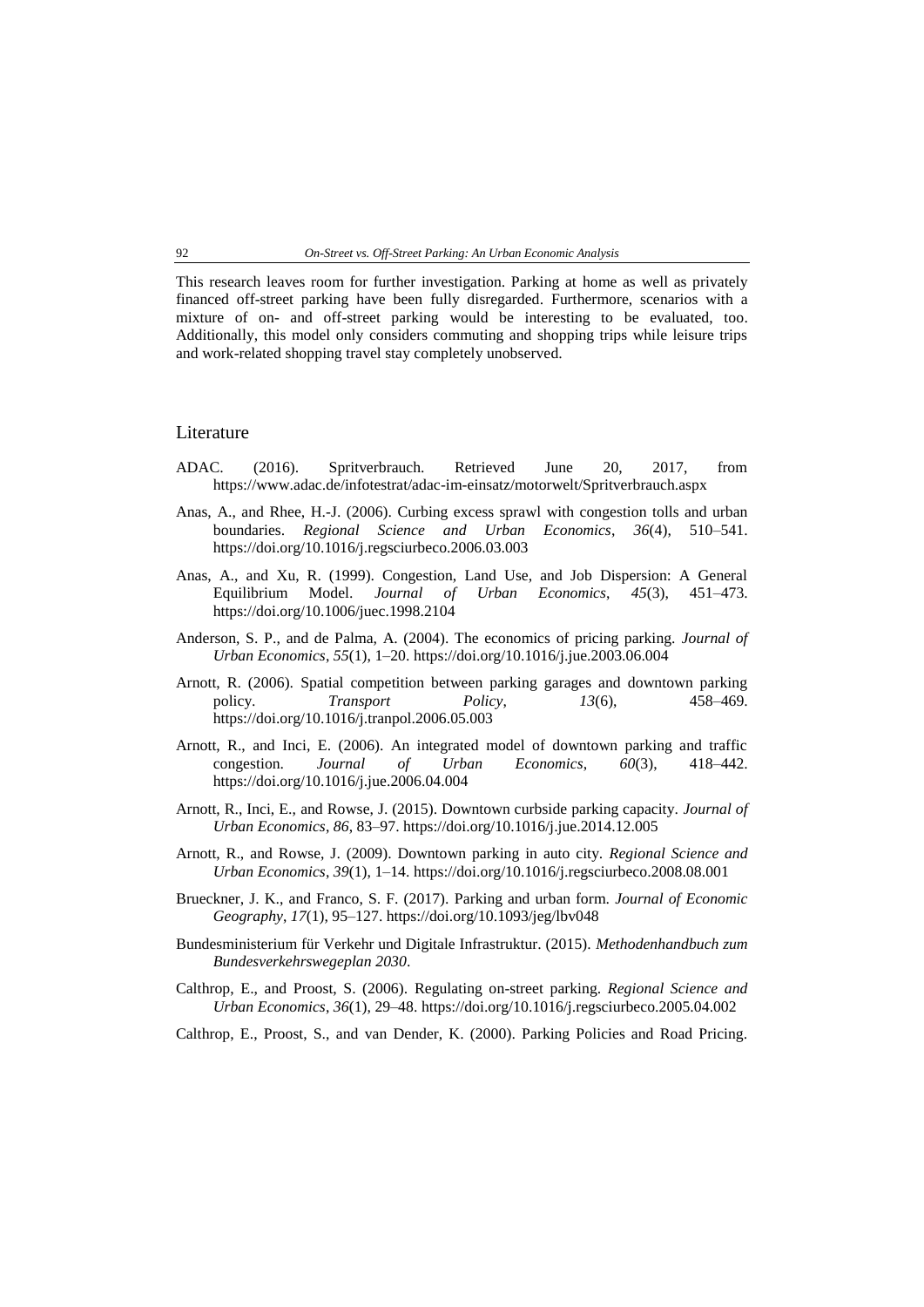This research leaves room for further investigation. Parking at home as well as privately financed off-street parking have been fully disregarded. Furthermore, scenarios with a mixture of on- and off-street parking would be interesting to be evaluated, too. Additionally, this model only considers commuting and shopping trips while leisure trips and work-related shopping travel stay completely unobserved.

## Literature

ADAC. (2016). Spritverbrauch. Retrieved June 20, 2017, from https://www.adac.de/infotestrat/adac-im-einsatz/motorwelt/Spritverbrauch.aspx

Anas, A., and Rhee, H.-J. (2006). Curbing excess sprawl with congestion tolls and urban boundaries. *Regional Science and Urban Economics*, *36*(4), 510–541. https://doi.org/10.1016/j.regsciurbeco.2006.03.003

Anas, A., and Xu, R. (1999). Congestion, Land Use, and Job Dispersion: A General Equilibrium Model. *Journal of Urban Economics*, *45*(3), 451–473. https://doi.org/10.1006/juec.1998.2104

Anderson, S. P., and de Palma, A. (2004). The economics of pricing parking. *Journal of Urban Economics*, *55*(1), 1–20. https://doi.org/10.1016/j.jue.2003.06.004

Arnott, R. (2006). Spatial competition between parking garages and downtown parking policy. *Transport Policy*, *13*(6), 458–469. https://doi.org/10.1016/j.tranpol.2006.05.003

Arnott, R., and Inci, E. (2006). An integrated model of downtown parking and traffic congestion. *Journal of Urban Economics*, *60*(3), 418–442. https://doi.org/10.1016/j.jue.2006.04.004

Arnott, R., Inci, E., and Rowse, J. (2015). Downtown curbside parking capacity. *Journal of Urban Economics*, *86*, 83–97. https://doi.org/10.1016/j.jue.2014.12.005

Arnott, R., and Rowse, J. (2009). Downtown parking in auto city. *Regional Science and Urban Economics*, *39*(1), 1–14. https://doi.org/10.1016/j.regsciurbeco.2008.08.001

Brueckner, J. K., and Franco, S. F. (2017). Parking and urban form. *Journal of Economic Geography*, *17*(1), 95–127. https://doi.org/10.1093/jeg/lbv048

Bundesministerium für Verkehr und Digitale Infrastruktur. (2015). *Methodenhandbuch zum Bundesverkehrswegeplan 2030*.

Calthrop, E., and Proost, S. (2006). Regulating on-street parking. *Regional Science and Urban Economics*, *36*(1), 29–48. https://doi.org/10.1016/j.regsciurbeco.2005.04.002

Calthrop, E., Proost, S., and van Dender, K. (2000). Parking Policies and Road Pricing.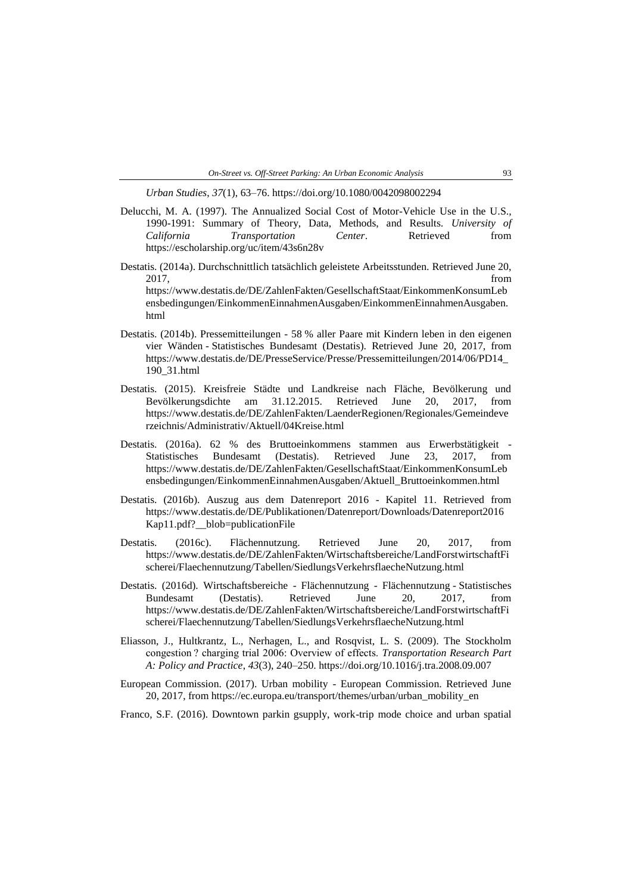*Urban Studies*, *37*(1), 63–76. https://doi.org/10.1080/0042098002294

Delucchi, M. A. (1997). The Annualized Social Cost of Motor-Vehicle Use in the U.S., 1990-1991: Summary of Theory, Data, Methods, and Results. *University of California Transportation Center*. Retrieved from https://escholarship.org/uc/item/43s6n28v

Destatis. (2014a). Durchschnittlich tatsächlich geleistete Arbeitsstunden. Retrieved June 20, 2017, from https://www.destatis.de/DE/ZahlenFakten/GesellschaftStaat/EinkommenKonsumLebensbedingungen/EinkommenEinnahmenAusgaben/EinkommenEinnahmenAusgaben.html

Destatis. (2014b). Pressemitteilungen - 58 % aller Paare mit Kindern leben in den eigenen vier Wänden - Statistisches Bundesamt (Destatis). Retrieved June 20, 2017, from https://www.destatis.de/DE/PresseService/Presse/Pressemitteilungen/2014/06/PD14_190_31.html

Destatis. (2015). Kreisfreie Städte und Landkreise nach Fläche, Bevölkerung und Bevölkerungsdichte am 31.12.2015. Retrieved June 20, 2017, from https://www.destatis.de/DE/ZahlenFakten/LaenderRegionen/Regionales/Gemeindeverzeichnis/Administrativ/Aktuell/04Kreise.html

Destatis. (2016a). 62 % des Bruttoeinkommens stammen aus Erwerbstätigkeit - Statistisches Bundesamt (Destatis). Retrieved June 23, 2017, from https://www.destatis.de/DE/ZahlenFakten/GesellschaftStaat/EinkommenKonsumLebensbedingungen/EinkommenEinnahmenAusgaben/Aktuell_Bruttoeinkommen.html

Destatis. (2016b). Auszug aus dem Datenreport 2016 - Kapitel 11. Retrieved from https://www.destatis.de/DE/Publikationen/Datenreport/Downloads/Datenreport2016Kap11.pdf?__blob=publicationFile

Destatis. (2016c). Flächennutzung. Retrieved June 20, 2017, from https://www.destatis.de/DE/ZahlenFakten/Wirtschaftsbereiche/LandForstwirtschaftFischerei/Flaechennutzung/Tabellen/SiedlungsVerkehrsflaecheNutzung.html

Destatis. (2016d). Wirtschaftsbereiche - Flächennutzung - Flächennutzung - Statistisches Bundesamt (Destatis). Retrieved June 20, 2017, from https://www.destatis.de/DE/ZahlenFakten/Wirtschaftsbereiche/LandForstwirtschaftFischerei/Flaechennutzung/Tabellen/SiedlungsVerkehrsflaecheNutzung.html

Eliasson, J., Hultkrantz, L., Nerhagen, L., and Rosqvist, L. S. (2009). The Stockholm congestion ? charging trial 2006: Overview of effects. *Transportation Research Part A: Policy and Practice*, *43*(3), 240–250. https://doi.org/10.1016/j.tra.2008.09.007

European Commission. (2017). Urban mobility - European Commission. Retrieved June 20, 2017, from https://ec.europa.eu/transport/themes/urban/urban_mobility_en

Franco, S.F. (2016). Downtown parkin gsupply, work-trip mode choice and urban spatial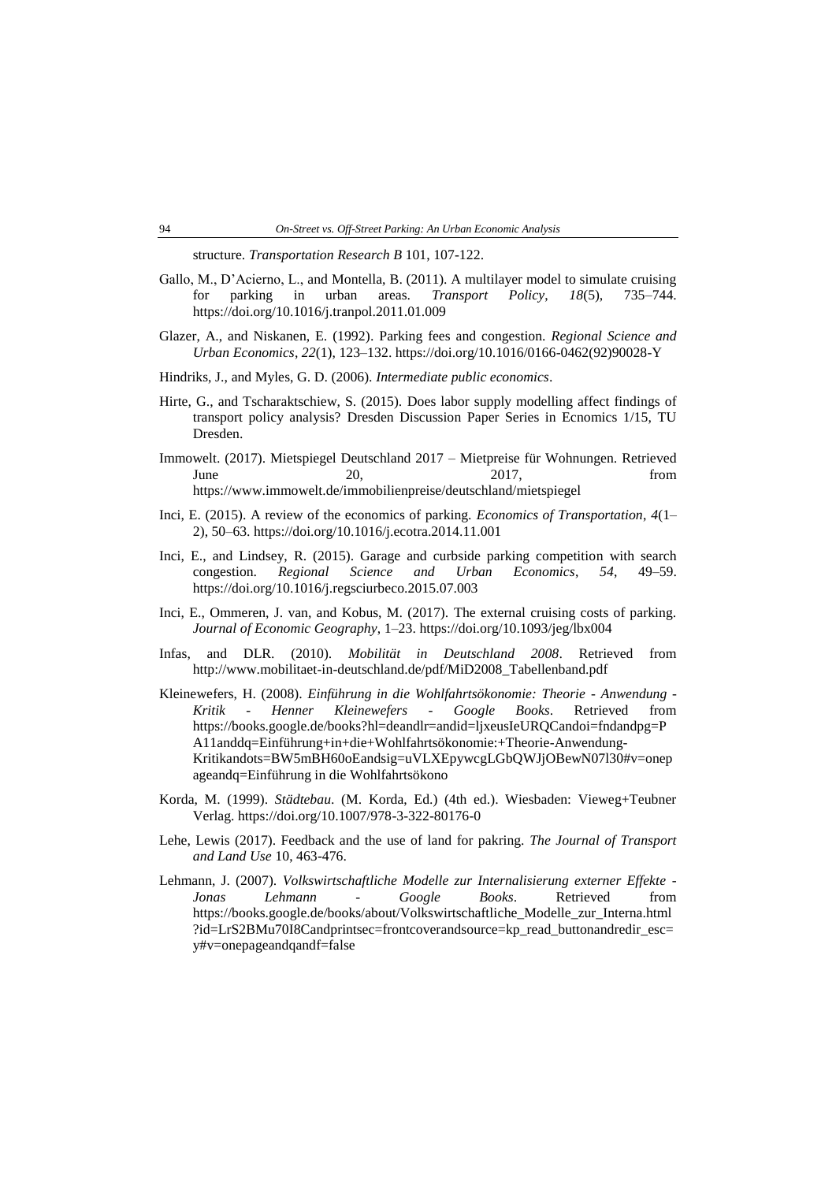structure. *Transportation Research B* 101, 107-122.

Gallo, M., D'Acierno, L., and Montella, B. (2011). A multilayer model to simulate cruising for parking in urban areas. *Transport Policy*, *18*(5), 735–744. https://doi.org/10.1016/j.tranpol.2011.01.009

Glazer, A., and Niskanen, E. (1992). Parking fees and congestion. *Regional Science and Urban Economics*, *22*(1), 123–132. https://doi.org/10.1016/0166-0462(92)90028-Y

Hindriks, J., and Myles, G. D. (2006). *Intermediate public economics*.

Hirte, G., and Tscharaktschiew, S. (2015). Does labor supply modelling affect findings of transport policy analysis? Dresden Discussion Paper Series in Ecnomics 1/15, TU Dresden.

Immowelt. (2017). Mietspiegel Deutschland 2017 – Mietpreise für Wohnungen. Retrieved June 20, 2017, from https://www.immowelt.de/immobilienpreise/deutschland/mietspiegel

Inci, E. (2015). A review of the economics of parking. *Economics of Transportation*, *4*(1–2), 50–63. https://doi.org/10.1016/j.ecotra.2014.11.001

Inci, E., and Lindsey, R. (2015). Garage and curbside parking competition with search congestion. *Regional Science and Urban Economics*, *54*, 49–59. https://doi.org/10.1016/j.regsciurbeco.2015.07.003

Inci, E., Ommeren, J. van, and Kobus, M. (2017). The external cruising costs of parking. *Journal of Economic Geography*, 1–23. https://doi.org/10.1093/jeg/lbx004

Infas, and DLR. (2010). *Mobilität in Deutschland 2008*. Retrieved from http://www.mobilitaet-in-deutschland.de/pdf/MiD2008_Tabellenband.pdf

Kleinewefers, H. (2008). *Einführung in die Wohlfahrtsökonomie: Theorie - Anwendung - Kritik - Henner Kleinewefers - Google Books*. Retrieved from https://books.google.de/books?hl=deandlr=andid=ljxeusIeURQCandoi=fndandpg=PA11anddq=Einführung+in+die+Wohlfahrtsökonomie:+Theorie-Anwendung-Kritikandots=BW5mBH60oEandsig=uVLXEpywcgLGbQWJjOBewN07l30#v=onepageandq=Einführung in die Wohlfahrtsökono

Korda, M. (1999). *Städtebau*. (M. Korda, Ed.) (4th ed.). Wiesbaden: Vieweg+Teubner Verlag. https://doi.org/10.1007/978-3-322-80176-0

Lehe, Lewis (2017). Feedback and the use of land for pakring. *The Journal of Transport and Land Use* 10, 463-476.

Lehmann, J. (2007). *Volkswirtschaftliche Modelle zur Internalisierung externer Effekte - Jonas Lehmann - Google Books*. Retrieved from https://books.google.de/books/about/Volkswirtschaftliche_Modelle_zur_Interna.html?id=LrS2BMu70I8Candprintsec=frontcoverandsource=kp_read_buttonandredir_esc=y#v=onepageandqandf=false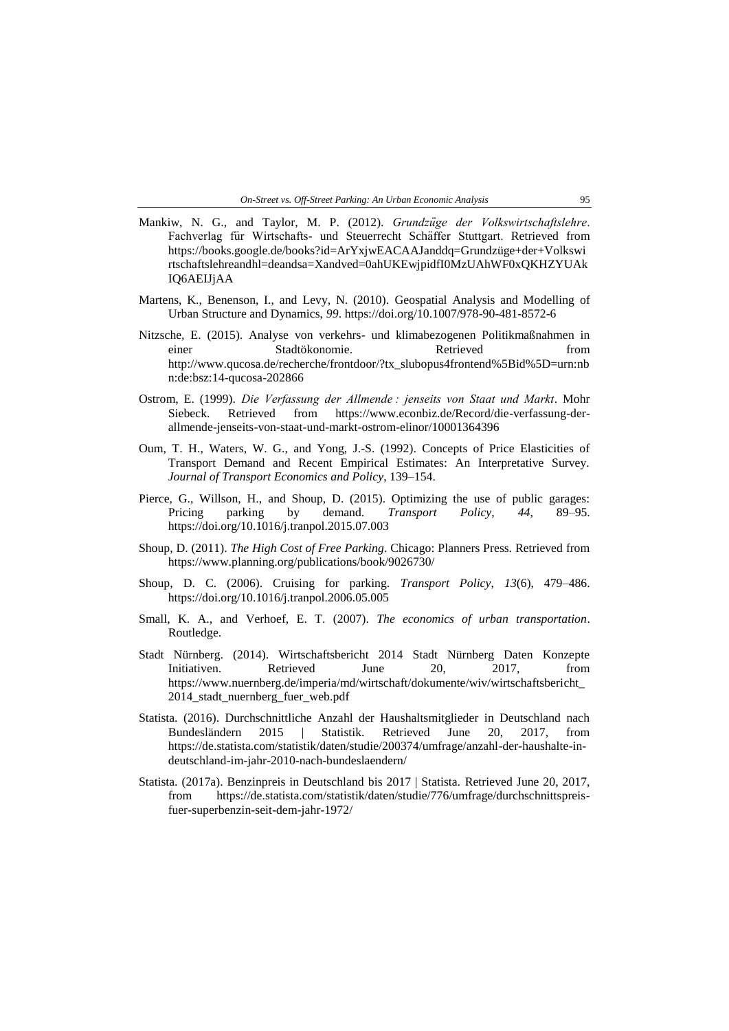Mankiw, N. G., and Taylor, M. P. (2012). *Grundzüge der Volkswirtschaftslehre*. Fachverlag für Wirtschafts- und Steuerrecht Schäffer Stuttgart. Retrieved from https://books.google.de/books?id=ArYxjwEACAAJanddq=Grundzüge+der+Volkswirtschaftslehreandhl=deandsa=Xandved=0ahUKEwjpidfI0MzUAhWF0xQKHZYUAkIQ6AEIJjAA

Martens, K., Benenson, I., and Levy, N. (2010). Geospatial Analysis and Modelling of Urban Structure and Dynamics, *99*. https://doi.org/10.1007/978-90-481-8572-6

Nitzsche, E. (2015). Analyse von verkehrs- und klimabezogenen Politikmaßnahmen in einer Stadtökonomie. Retrieved from http://www.qucosa.de/recherche/frontdoor/?tx_slubopus4frontend%5Bid%5D=urn:nbn:de:bsz:14-qucosa-202866

Ostrom, E. (1999). *Die Verfassung der Allmende : jenseits von Staat und Markt*. Mohr Siebeck. Retrieved from https://www.econbiz.de/Record/die-verfassung-der-allmende-jenseits-von-staat-und-markt-ostrom-elinor/10001364396

Oum, T. H., Waters, W. G., and Yong, J.-S. (1992). Concepts of Price Elasticities of Transport Demand and Recent Empirical Estimates: An Interpretative Survey. *Journal of Transport Economics and Policy*, 139–154.

Pierce, G., Willson, H., and Shoup, D. (2015). Optimizing the use of public garages: Pricing parking by demand. *Transport Policy*, *44*, 89–95. https://doi.org/10.1016/j.tranpol.2015.07.003

Shoup, D. (2011). *The High Cost of Free Parking*. Chicago: Planners Press. Retrieved from https://www.planning.org/publications/book/9026730/

Shoup, D. C. (2006). Cruising for parking. *Transport Policy*, *13*(6), 479–486. https://doi.org/10.1016/j.tranpol.2006.05.005

Small, K. A., and Verhoef, E. T. (2007). *The economics of urban transportation*. Routledge.

Stadt Nürnberg. (2014). Wirtschaftsbericht 2014 Stadt Nürnberg Daten Konzepte Initiativen. Retrieved June 20, 2017, from https://www.nuernberg.de/imperia/md/wirtschaft/dokumente/wiv/wirtschaftsbericht_2014_stadt_nuernberg_fuer_web.pdf

Statista. (2016). Durchschnittliche Anzahl der Haushaltsmitglieder in Deutschland nach Bundesländern 2015 | Statistik. Retrieved June 20, 2017, from https://de.statista.com/statistik/daten/studie/200374/umfrage/anzahl-der-haushalte-in-deutschland-im-jahr-2010-nach-bundeslaendern/

Statista. (2017a). Benzinpreis in Deutschland bis 2017 | Statista. Retrieved June 20, 2017, from https://de.statista.com/statistik/daten/studie/776/umfrage/durchschnittspreis-fuer-superbenzin-seit-dem-jahr-1972/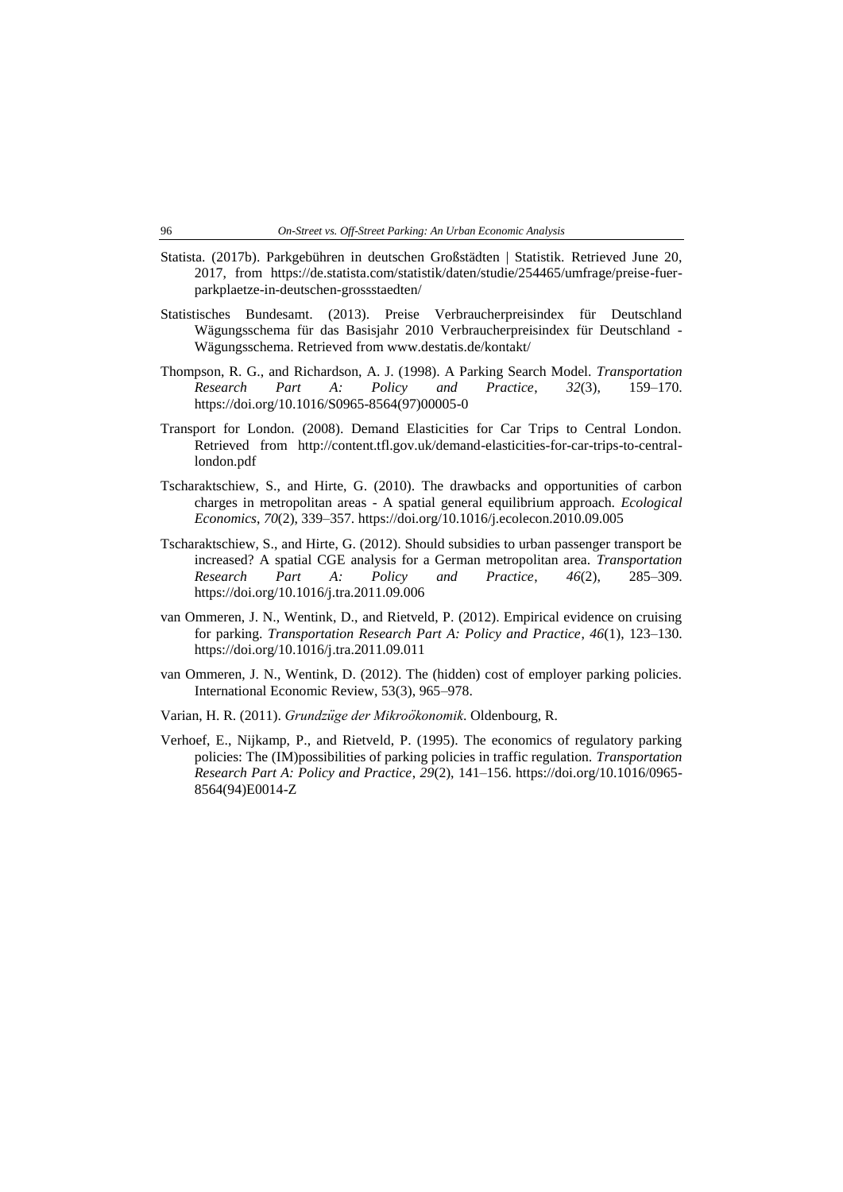Statista. (2017b). Parkgebühren in deutschen Großstädten | Statistik. Retrieved June 20, 2017, from https://de.statista.com/statistik/daten/studie/254465/umfrage/preise-fuer-parkplaetze-in-deutschen-grossstaedten/

Statistisches Bundesamt. (2013). Preise Verbraucherpreisindex für Deutschland Wägungsschema für das Basisjahr 2010 Verbraucherpreisindex für Deutschland - Wägungsschema. Retrieved from www.destatis.de/kontakt/

Thompson, R. G., and Richardson, A. J. (1998). A Parking Search Model. *Transportation Research Part A: Policy and Practice*, *32*(3), 159–170. https://doi.org/10.1016/S0965-8564(97)00005-0

Transport for London. (2008). Demand Elasticities for Car Trips to Central London. Retrieved from http://content.tfl.gov.uk/demand-elasticities-for-car-trips-to-central-london.pdf

Tscharaktschiew, S., and Hirte, G. (2010). The drawbacks and opportunities of carbon charges in metropolitan areas - A spatial general equilibrium approach. *Ecological Economics*, *70*(2), 339–357. https://doi.org/10.1016/j.ecolecon.2010.09.005

Tscharaktschiew, S., and Hirte, G. (2012). Should subsidies to urban passenger transport be increased? A spatial CGE analysis for a German metropolitan area. *Transportation Research Part A: Policy and Practice*, *46*(2), 285–309. https://doi.org/10.1016/j.tra.2011.09.006

van Ommeren, J. N., Wentink, D., and Rietveld, P. (2012). Empirical evidence on cruising for parking. *Transportation Research Part A: Policy and Practice*, *46*(1), 123–130. https://doi.org/10.1016/j.tra.2011.09.011

van Ommeren, J. N., Wentink, D. (2012). The (hidden) cost of employer parking policies. International Economic Review, 53(3), 965–978.

Varian, H. R. (2011). *Grundzüge der Mikroökonomik*. Oldenbourg, R.

Verhoef, E., Nijkamp, P., and Rietveld, P. (1995). The economics of regulatory parking policies: The (IM)possibilities of parking policies in traffic regulation. *Transportation Research Part A: Policy and Practice*, *29*(2), 141–156. https://doi.org/10.1016/0965-8564(94)E0014-Z